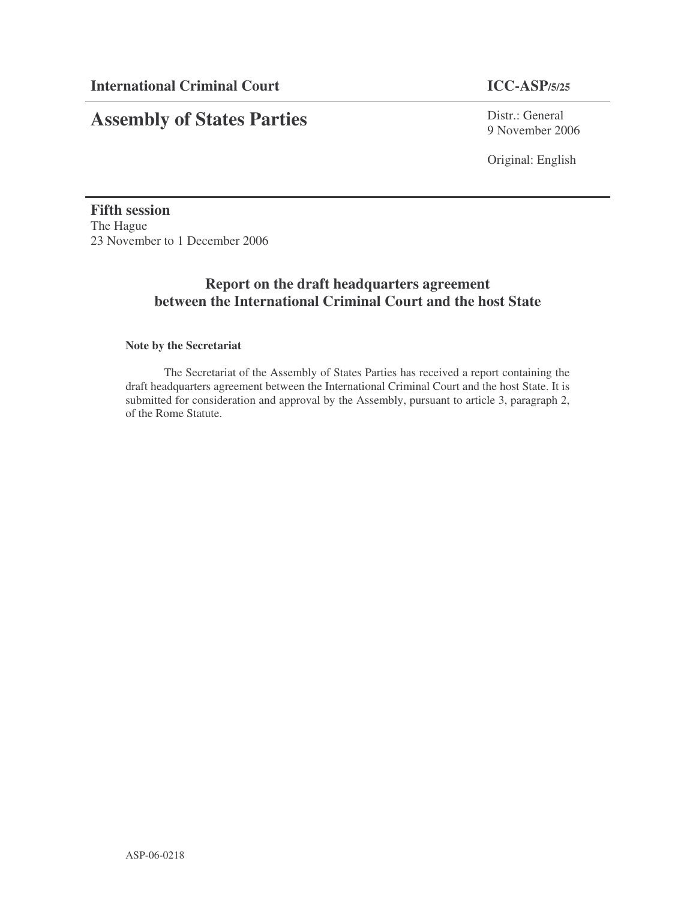**International Criminal Court** **ICC-ASP/5/25**

# Assembly of States Parties

Distr.: General
9 November 2006

Original: English

**Fifth session**
The Hague
23 November to 1 December 2006

## Report on the draft headquarters agreement between the International Criminal Court and the host State

**Note by the Secretariat**

The Secretariat of the Assembly of States Parties has received a report containing the draft headquarters agreement between the International Criminal Court and the host State. It is submitted for consideration and approval by the Assembly, pursuant to article 3, paragraph 2, of the Rome Statute.

ASP-06-0218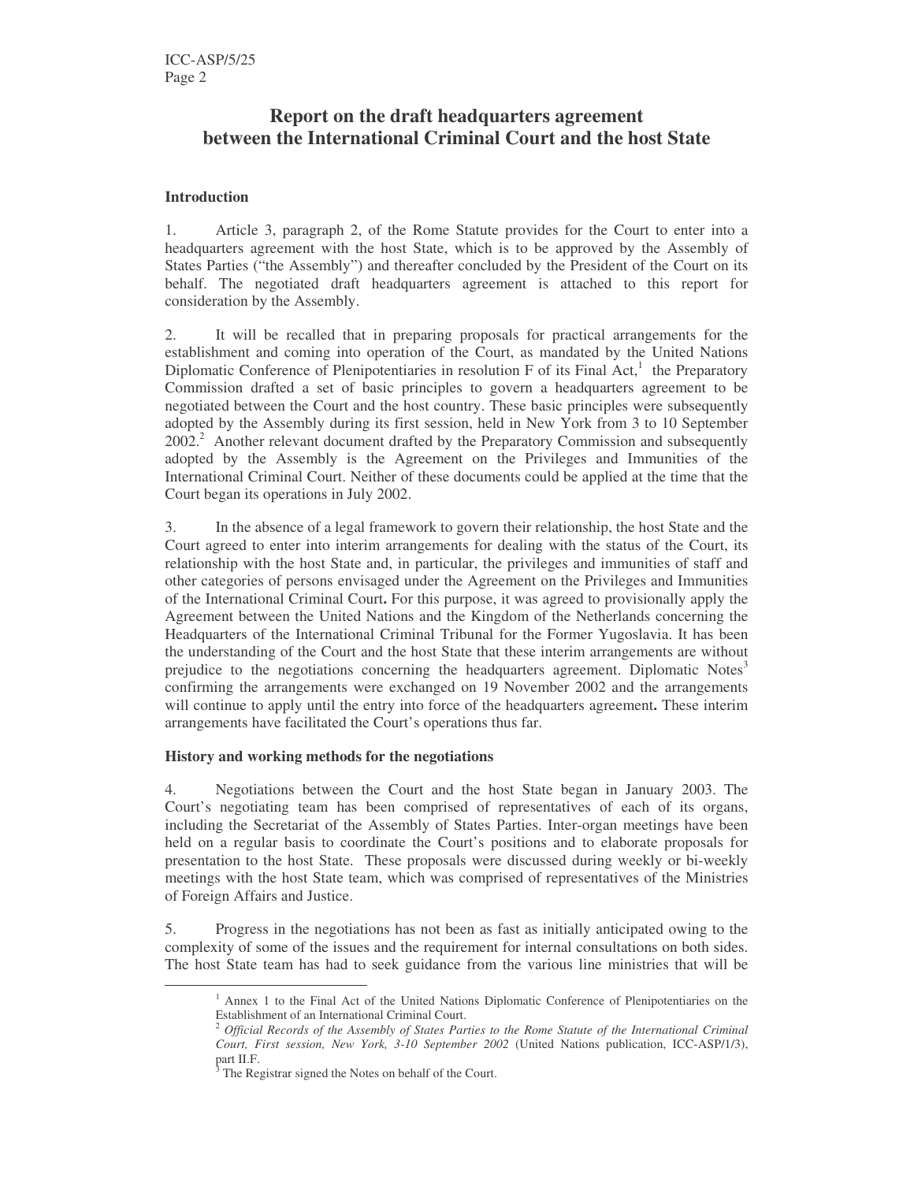# Report on the draft headquarters agreement between the International Criminal Court and the host State

## Introduction

1. Article 3, paragraph 2, of the Rome Statute provides for the Court to enter into a headquarters agreement with the host State, which is to be approved by the Assembly of States Parties ("the Assembly") and thereafter concluded by the President of the Court on its behalf. The negotiated draft headquarters agreement is attached to this report for consideration by the Assembly.

2. It will be recalled that in preparing proposals for practical arrangements for the establishment and coming into operation of the Court, as mandated by the United Nations Diplomatic Conference of Plenipotentiaries in resolution F of its Final Act,[1] the Preparatory Commission drafted a set of basic principles to govern a headquarters agreement to be negotiated between the Court and the host country. These basic principles were subsequently adopted by the Assembly during its first session, held in New York from 3 to 10 September 2002.[2] Another relevant document drafted by the Preparatory Commission and subsequently adopted by the Assembly is the Agreement on the Privileges and Immunities of the International Criminal Court. Neither of these documents could be applied at the time that the Court began its operations in July 2002.

3. In the absence of a legal framework to govern their relationship, the host State and the Court agreed to enter into interim arrangements for dealing with the status of the Court, its relationship with the host State and, in particular, the privileges and immunities of staff and other categories of persons envisaged under the Agreement on the Privileges and Immunities of the International Criminal Court**.** For this purpose, it was agreed to provisionally apply the Agreement between the United Nations and the Kingdom of the Netherlands concerning the Headquarters of the International Criminal Tribunal for the Former Yugoslavia. It has been the understanding of the Court and the host State that these interim arrangements are without prejudice to the negotiations concerning the headquarters agreement. Diplomatic Notes[3] confirming the arrangements were exchanged on 19 November 2002 and the arrangements will continue to apply until the entry into force of the headquarters agreement**.** These interim arrangements have facilitated the Court's operations thus far.

## History and working methods for the negotiations

4. Negotiations between the Court and the host State began in January 2003. The Court's negotiating team has been comprised of representatives of each of its organs, including the Secretariat of the Assembly of States Parties. Inter-organ meetings have been held on a regular basis to coordinate the Court's positions and to elaborate proposals for presentation to the host State. These proposals were discussed during weekly or bi-weekly meetings with the host State team, which was comprised of representatives of the Ministries of Foreign Affairs and Justice.

5. Progress in the negotiations has not been as fast as initially anticipated owing to the complexity of some of the issues and the requirement for internal consultations on both sides. The host State team has had to seek guidance from the various line ministries that will be

---

[1] Annex 1 to the Final Act of the United Nations Diplomatic Conference of Plenipotentiaries on the Establishment of an International Criminal Court.

[2] *Official Records of the Assembly of States Parties to the Rome Statute of the International Criminal Court, First session, New York, 3-10 September 2002* (United Nations publication, ICC-ASP/1/3), part II.F.

[3] The Registrar signed the Notes on behalf of the Court.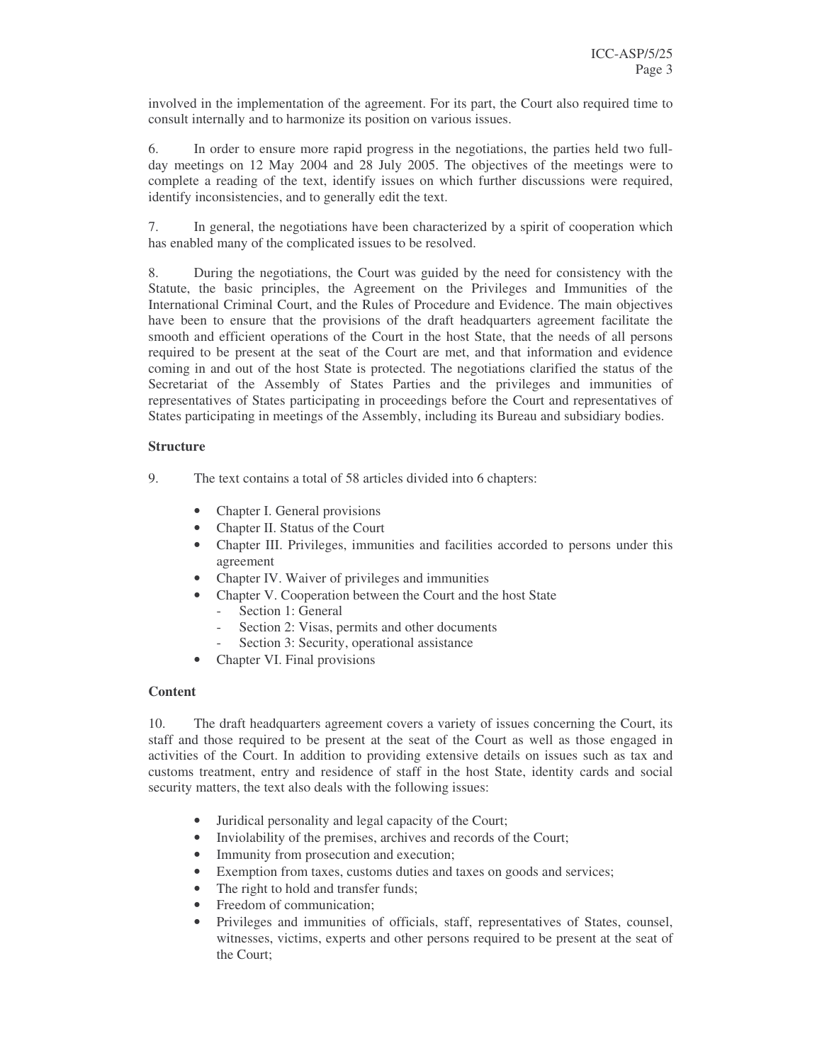involved in the implementation of the agreement. For its part, the Court also required time to consult internally and to harmonize its position on various issues.

6. In order to ensure more rapid progress in the negotiations, the parties held two full-day meetings on 12 May 2004 and 28 July 2005. The objectives of the meetings were to complete a reading of the text, identify issues on which further discussions were required, identify inconsistencies, and to generally edit the text.

7. In general, the negotiations have been characterized by a spirit of cooperation which has enabled many of the complicated issues to be resolved.

8. During the negotiations, the Court was guided by the need for consistency with the Statute, the basic principles, the Agreement on the Privileges and Immunities of the International Criminal Court, and the Rules of Procedure and Evidence. The main objectives have been to ensure that the provisions of the draft headquarters agreement facilitate the smooth and efficient operations of the Court in the host State, that the needs of all persons required to be present at the seat of the Court are met, and that information and evidence coming in and out of the host State is protected. The negotiations clarified the status of the Secretariat of the Assembly of States Parties and the privileges and immunities of representatives of States participating in proceedings before the Court and representatives of States participating in meetings of the Assembly, including its Bureau and subsidiary bodies.

**Structure**

9. The text contains a total of 58 articles divided into 6 chapters:

- Chapter I. General provisions
- Chapter II. Status of the Court
- Chapter III. Privileges, immunities and facilities accorded to persons under this agreement
- Chapter IV. Waiver of privileges and immunities
- Chapter V. Cooperation between the Court and the host State
  - Section 1: General
  - Section 2: Visas, permits and other documents
  - Section 3: Security, operational assistance
- Chapter VI. Final provisions

**Content**

10. The draft headquarters agreement covers a variety of issues concerning the Court, its staff and those required to be present at the seat of the Court as well as those engaged in activities of the Court. In addition to providing extensive details on issues such as tax and customs treatment, entry and residence of staff in the host State, identity cards and social security matters, the text also deals with the following issues:

- Juridical personality and legal capacity of the Court;
- Inviolability of the premises, archives and records of the Court;
- Immunity from prosecution and execution;
- Exemption from taxes, customs duties and taxes on goods and services;
- The right to hold and transfer funds;
- Freedom of communication;
- Privileges and immunities of officials, staff, representatives of States, counsel, witnesses, victims, experts and other persons required to be present at the seat of the Court;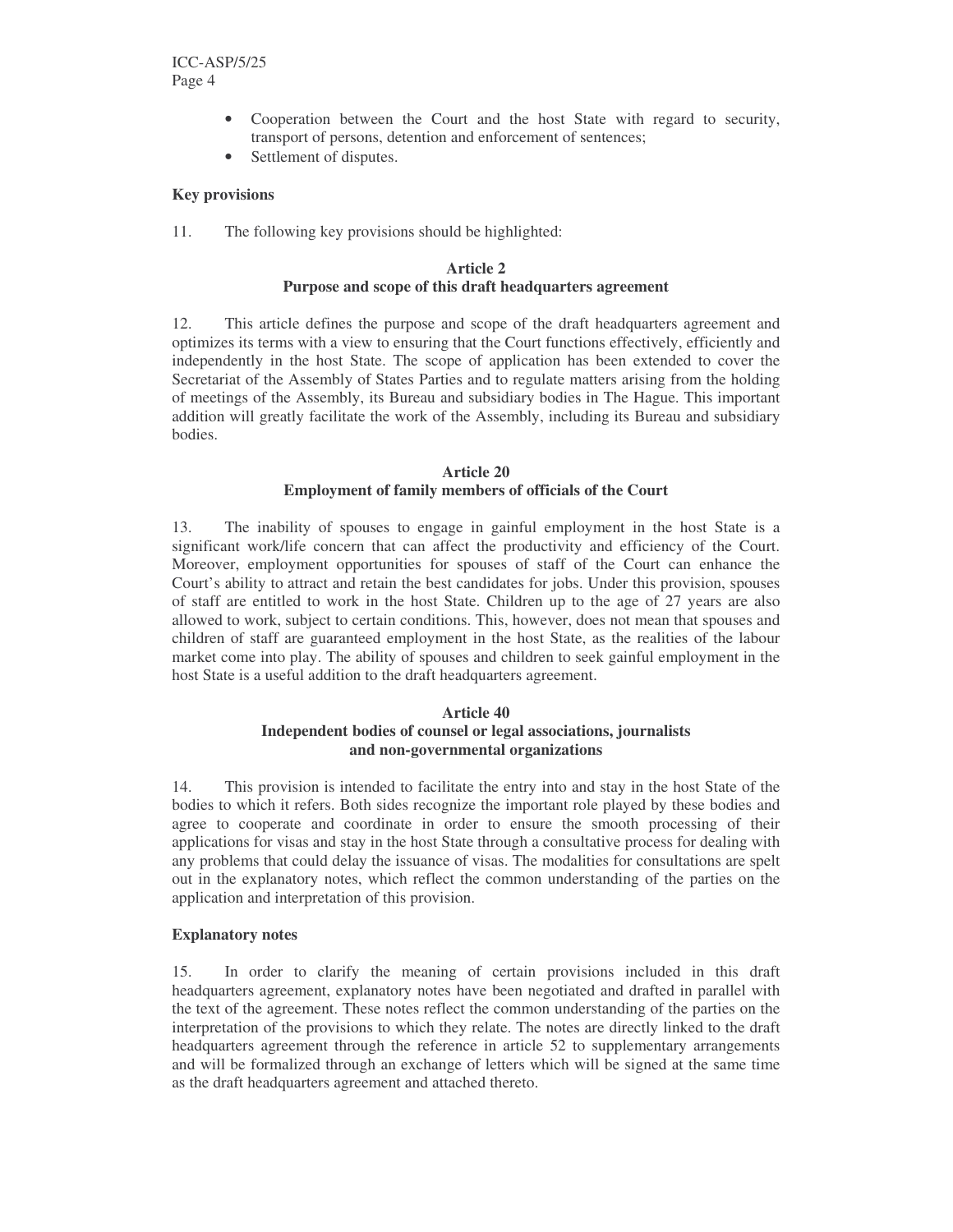- Cooperation between the Court and the host State with regard to security, transport of persons, detention and enforcement of sentences;
- Settlement of disputes.

**Key provisions**

11. The following key provisions should be highlighted:

**Article 2**
**Purpose and scope of this draft headquarters agreement**

12. This article defines the purpose and scope of the draft headquarters agreement and optimizes its terms with a view to ensuring that the Court functions effectively, efficiently and independently in the host State. The scope of application has been extended to cover the Secretariat of the Assembly of States Parties and to regulate matters arising from the holding of meetings of the Assembly, its Bureau and subsidiary bodies in The Hague. This important addition will greatly facilitate the work of the Assembly, including its Bureau and subsidiary bodies.

**Article 20**
**Employment of family members of officials of the Court**

13. The inability of spouses to engage in gainful employment in the host State is a significant work/life concern that can affect the productivity and efficiency of the Court. Moreover, employment opportunities for spouses of staff of the Court can enhance the Court's ability to attract and retain the best candidates for jobs. Under this provision, spouses of staff are entitled to work in the host State. Children up to the age of 27 years are also allowed to work, subject to certain conditions. This, however, does not mean that spouses and children of staff are guaranteed employment in the host State, as the realities of the labour market come into play. The ability of spouses and children to seek gainful employment in the host State is a useful addition to the draft headquarters agreement.

**Article 40**
**Independent bodies of counsel or legal associations, journalists and non-governmental organizations**

14. This provision is intended to facilitate the entry into and stay in the host State of the bodies to which it refers. Both sides recognize the important role played by these bodies and agree to cooperate and coordinate in order to ensure the smooth processing of their applications for visas and stay in the host State through a consultative process for dealing with any problems that could delay the issuance of visas. The modalities for consultations are spelt out in the explanatory notes, which reflect the common understanding of the parties on the application and interpretation of this provision.

**Explanatory notes**

15. In order to clarify the meaning of certain provisions included in this draft headquarters agreement, explanatory notes have been negotiated and drafted in parallel with the text of the agreement. These notes reflect the common understanding of the parties on the interpretation of the provisions to which they relate. The notes are directly linked to the draft headquarters agreement through the reference in article 52 to supplementary arrangements and will be formalized through an exchange of letters which will be signed at the same time as the draft headquarters agreement and attached thereto.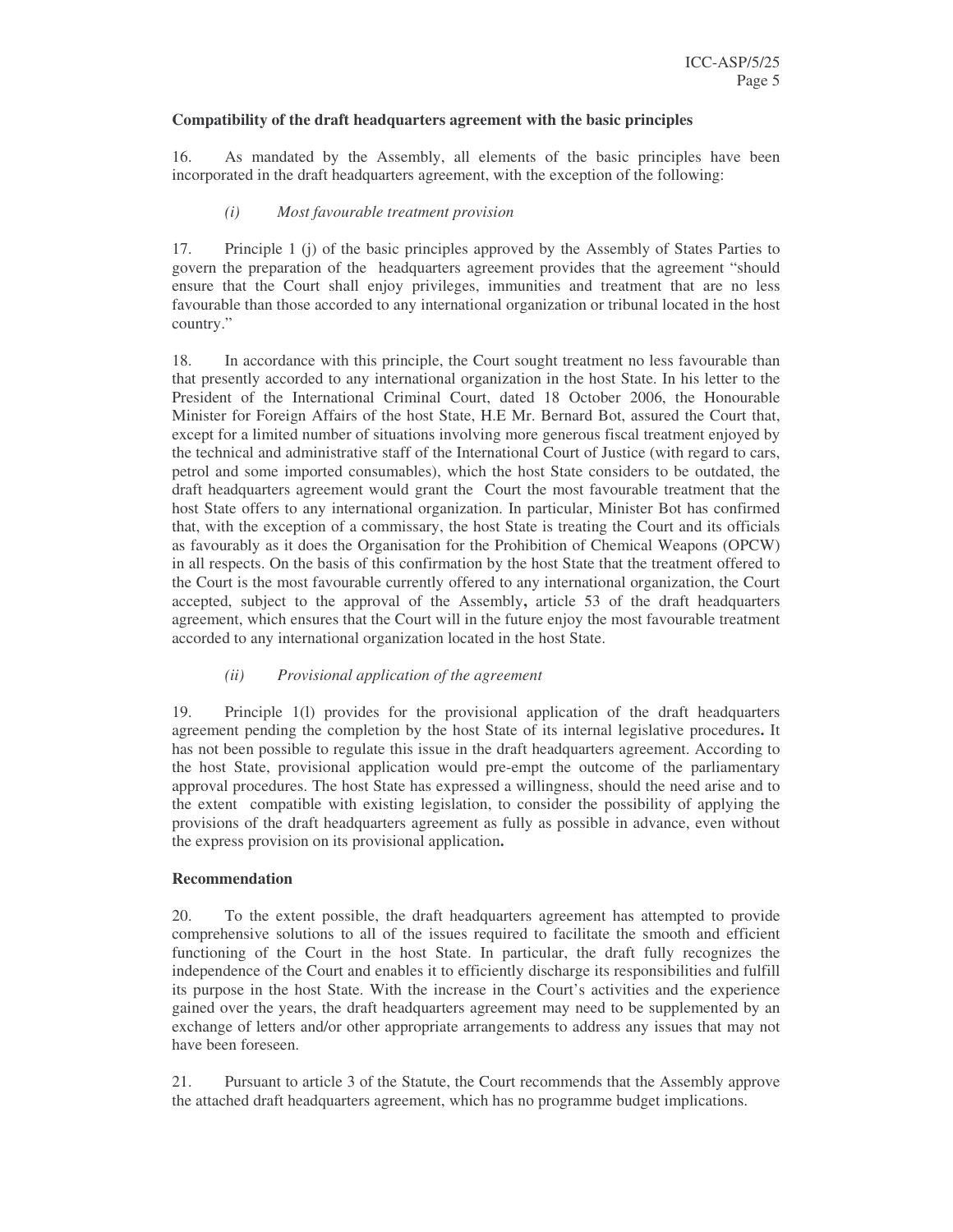**Compatibility of the draft headquarters agreement with the basic principles**

16. As mandated by the Assembly, all elements of the basic principles have been incorporated in the draft headquarters agreement, with the exception of the following:

*(i) Most favourable treatment provision*

17. Principle 1 (j) of the basic principles approved by the Assembly of States Parties to govern the preparation of the headquarters agreement provides that the agreement "should ensure that the Court shall enjoy privileges, immunities and treatment that are no less favourable than those accorded to any international organization or tribunal located in the host country."

18. In accordance with this principle, the Court sought treatment no less favourable than that presently accorded to any international organization in the host State. In his letter to the President of the International Criminal Court, dated 18 October 2006, the Honourable Minister for Foreign Affairs of the host State, H.E Mr. Bernard Bot, assured the Court that, except for a limited number of situations involving more generous fiscal treatment enjoyed by the technical and administrative staff of the International Court of Justice (with regard to cars, petrol and some imported consumables), which the host State considers to be outdated, the draft headquarters agreement would grant the Court the most favourable treatment that the host State offers to any international organization. In particular, Minister Bot has confirmed that, with the exception of a commissary, the host State is treating the Court and its officials as favourably as it does the Organisation for the Prohibition of Chemical Weapons (OPCW) in all respects. On the basis of this confirmation by the host State that the treatment offered to the Court is the most favourable currently offered to any international organization, the Court accepted, subject to the approval of the Assembly**,** article 53 of the draft headquarters agreement, which ensures that the Court will in the future enjoy the most favourable treatment accorded to any international organization located in the host State.

*(ii) Provisional application of the agreement*

19. Principle 1(l) provides for the provisional application of the draft headquarters agreement pending the completion by the host State of its internal legislative procedures**.** It has not been possible to regulate this issue in the draft headquarters agreement. According to the host State, provisional application would pre-empt the outcome of the parliamentary approval procedures. The host State has expressed a willingness, should the need arise and to the extent compatible with existing legislation, to consider the possibility of applying the provisions of the draft headquarters agreement as fully as possible in advance, even without the express provision on its provisional application**.**

**Recommendation**

20. To the extent possible, the draft headquarters agreement has attempted to provide comprehensive solutions to all of the issues required to facilitate the smooth and efficient functioning of the Court in the host State. In particular, the draft fully recognizes the independence of the Court and enables it to efficiently discharge its responsibilities and fulfill its purpose in the host State. With the increase in the Court's activities and the experience gained over the years, the draft headquarters agreement may need to be supplemented by an exchange of letters and/or other appropriate arrangements to address any issues that may not have been foreseen.

21. Pursuant to article 3 of the Statute, the Court recommends that the Assembly approve the attached draft headquarters agreement, which has no programme budget implications.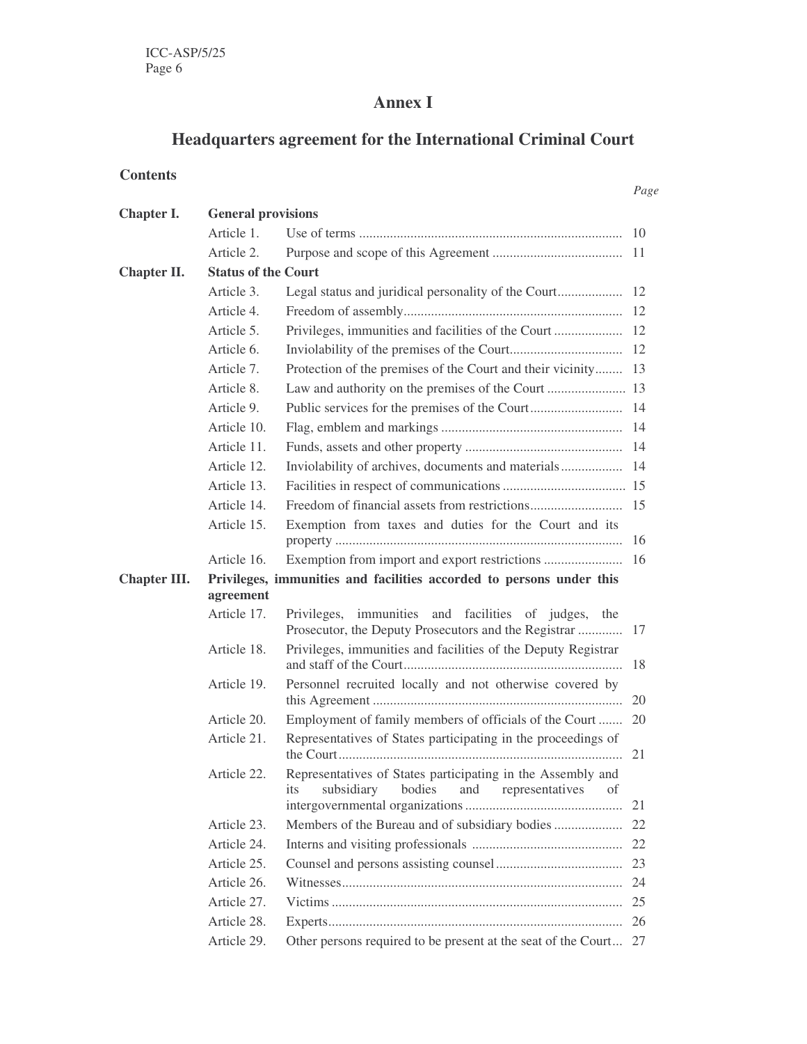# Annex I

## Headquarters agreement for the International Criminal Court

### Contents

| | | | Page |
|---|---|---|---|
| **Chapter I.** | **General provisions** | | |
| | Article 1. | Use of terms | 10 |
| | Article 2. | Purpose and scope of this Agreement | 11 |
| **Chapter II.** | **Status of the Court** | | |
| | Article 3. | Legal status and juridical personality of the Court | 12 |
| | Article 4. | Freedom of assembly | 12 |
| | Article 5. | Privileges, immunities and facilities of the Court | 12 |
| | Article 6. | Inviolability of the premises of the Court | 12 |
| | Article 7. | Protection of the premises of the Court and their vicinity | 13 |
| | Article 8. | Law and authority on the premises of the Court | 13 |
| | Article 9. | Public services for the premises of the Court | 14 |
| | Article 10. | Flag, emblem and markings | 14 |
| | Article 11. | Funds, assets and other property | 14 |
| | Article 12. | Inviolability of archives, documents and materials | 14 |
| | Article 13. | Facilities in respect of communications | 15 |
| | Article 14. | Freedom of financial assets from restrictions | 15 |
| | Article 15. | Exemption from taxes and duties for the Court and its property | 16 |
| | Article 16. | Exemption from import and export restrictions | 16 |
| **Chapter III.** | **Privileges, immunities and facilities accorded to persons under this agreement** | | |
| | Article 17. | Privileges, immunities and facilities of judges, the Prosecutor, the Deputy Prosecutors and the Registrar | 17 |
| | Article 18. | Privileges, immunities and facilities of the Deputy Registrar and staff of the Court | 18 |
| | Article 19. | Personnel recruited locally and not otherwise covered by this Agreement | 20 |
| | Article 20. | Employment of family members of officials of the Court | 20 |
| | Article 21. | Representatives of States participating in the proceedings of the Court | 21 |
| | Article 22. | Representatives of States participating in the Assembly and its subsidiary bodies and representatives of intergovernmental organizations | 21 |
| | Article 23. | Members of the Bureau and of subsidiary bodies | 22 |
| | Article 24. | Interns and visiting professionals | 22 |
| | Article 25. | Counsel and persons assisting counsel | 23 |
| | Article 26. | Witnesses | 24 |
| | Article 27. | Victims | 25 |
| | Article 28. | Experts | 26 |
| | Article 29. | Other persons required to be present at the seat of the Court | 27 |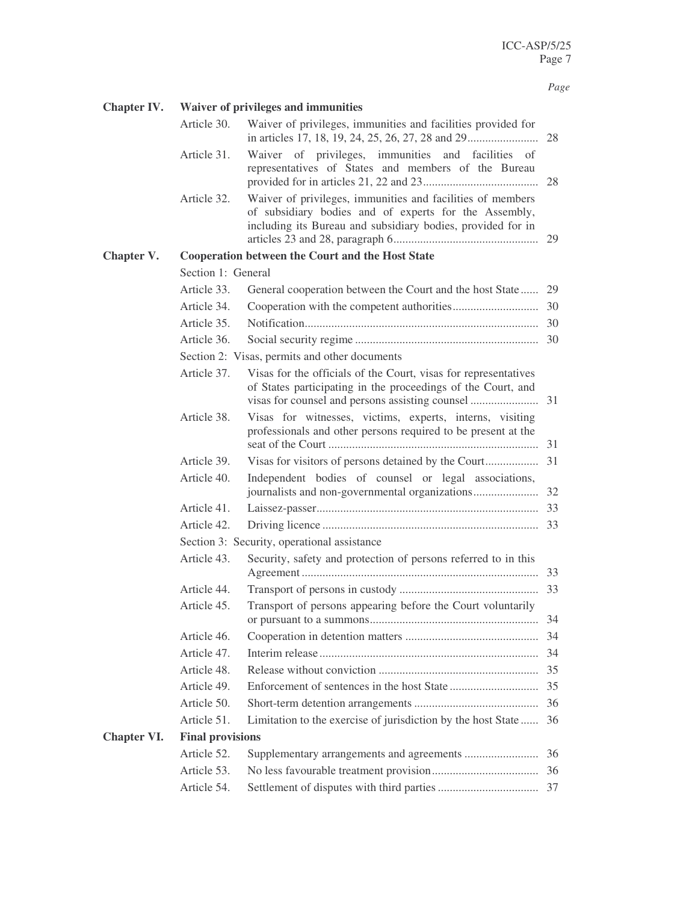| | | | Page |
|---|---|---|---|
| **Chapter IV.** | **Waiver of privileges and immunities** | | |
| | Article 30. | Waiver of privileges, immunities and facilities provided for in articles 17, 18, 19, 24, 25, 26, 27, 28 and 29 | 28 |
| | Article 31. | Waiver of privileges, immunities and facilities of representatives of States and members of the Bureau provided for in articles 21, 22 and 23 | 28 |
| | Article 32. | Waiver of privileges, immunities and facilities of members of subsidiary bodies and of experts for the Assembly, including its Bureau and subsidiary bodies, provided for in articles 23 and 28, paragraph 6 | 29 |
| **Chapter V.** | **Cooperation between the Court and the Host State** | | |
| | Section 1: General | | |
| | Article 33. | General cooperation between the Court and the host State | 29 |
| | Article 34. | Cooperation with the competent authorities | 30 |
| | Article 35. | Notification | 30 |
| | Article 36. | Social security regime | 30 |
| | Section 2: Visas, permits and other documents | | |
| | Article 37. | Visas for the officials of the Court, visas for representatives of States participating in the proceedings of the Court, and visas for counsel and persons assisting counsel | 31 |
| | Article 38. | Visas for witnesses, victims, experts, interns, visiting professionals and other persons required to be present at the seat of the Court | 31 |
| | Article 39. | Visas for visitors of persons detained by the Court | 31 |
| | Article 40. | Independent bodies of counsel or legal associations, journalists and non-governmental organizations | 32 |
| | Article 41. | Laissez-passer | 33 |
| | Article 42. | Driving licence | 33 |
| | Section 3: Security, operational assistance | | |
| | Article 43. | Security, safety and protection of persons referred to in this Agreement | 33 |
| | Article 44. | Transport of persons in custody | 33 |
| | Article 45. | Transport of persons appearing before the Court voluntarily or pursuant to a summons | 34 |
| | Article 46. | Cooperation in detention matters | 34 |
| | Article 47. | Interim release | 34 |
| | Article 48. | Release without conviction | 35 |
| | Article 49. | Enforcement of sentences in the host State | 35 |
| | Article 50. | Short-term detention arrangements | 36 |
| | Article 51. | Limitation to the exercise of jurisdiction by the host State | 36 |
| **Chapter VI.** | **Final provisions** | | |
| | Article 52. | Supplementary arrangements and agreements | 36 |
| | Article 53. | No less favourable treatment provision | 36 |
| | Article 54. | Settlement of disputes with third parties | 37 |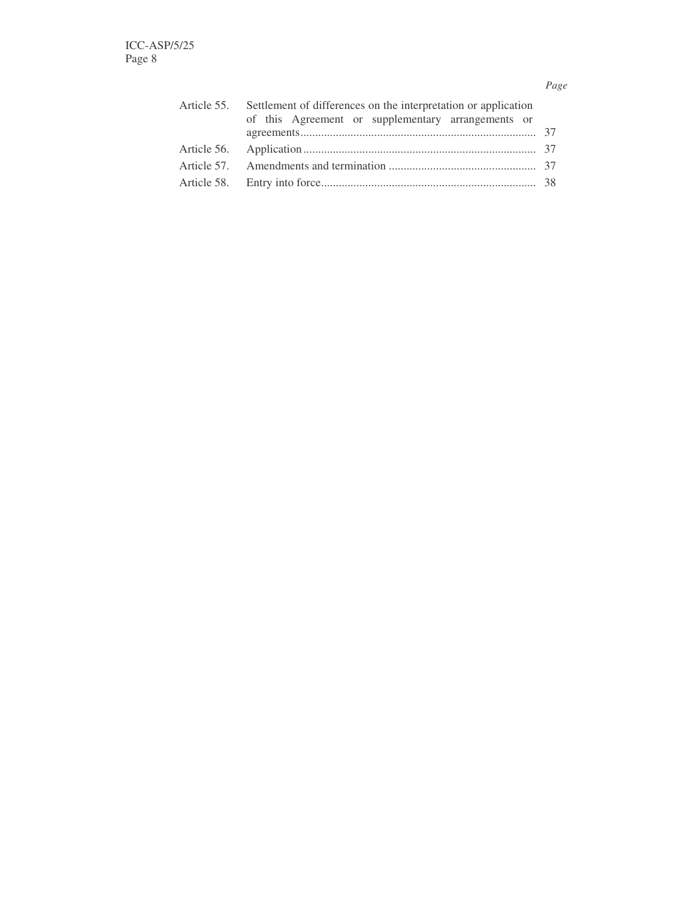| | | *Page* |
|---|---|---|
| Article 55. | Settlement of differences on the interpretation or application of this Agreement or supplementary arrangements or agreements | 37 |
| Article 56. | Application | 37 |
| Article 57. | Amendments and termination | 37 |
| Article 58. | Entry into force | 38 |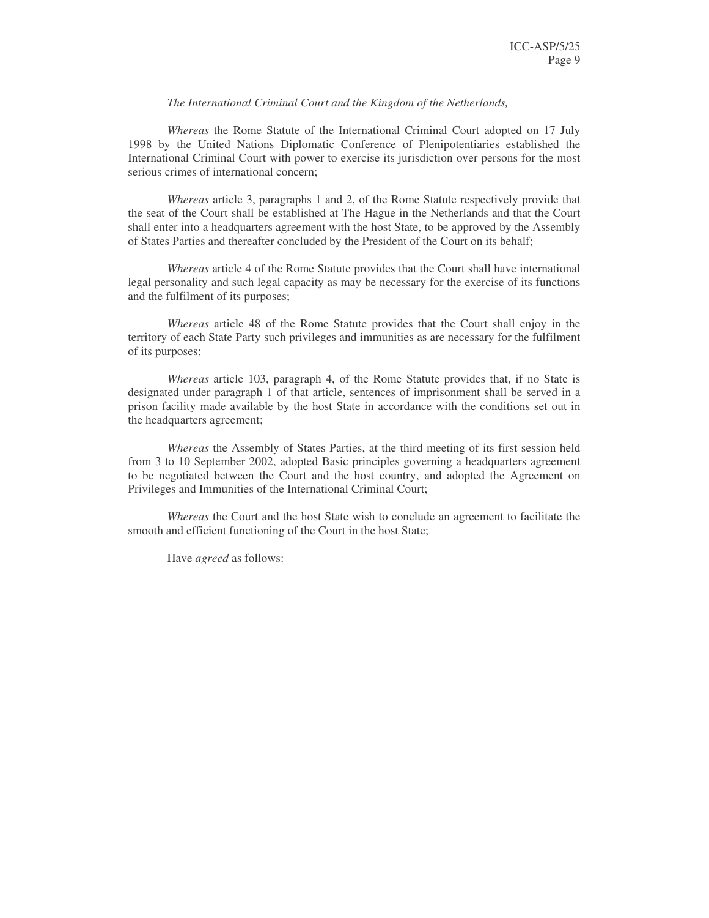*The International Criminal Court and the Kingdom of the Netherlands,*

*Whereas* the Rome Statute of the International Criminal Court adopted on 17 July 1998 by the United Nations Diplomatic Conference of Plenipotentiaries established the International Criminal Court with power to exercise its jurisdiction over persons for the most serious crimes of international concern;

*Whereas* article 3, paragraphs 1 and 2, of the Rome Statute respectively provide that the seat of the Court shall be established at The Hague in the Netherlands and that the Court shall enter into a headquarters agreement with the host State, to be approved by the Assembly of States Parties and thereafter concluded by the President of the Court on its behalf;

*Whereas* article 4 of the Rome Statute provides that the Court shall have international legal personality and such legal capacity as may be necessary for the exercise of its functions and the fulfilment of its purposes;

*Whereas* article 48 of the Rome Statute provides that the Court shall enjoy in the territory of each State Party such privileges and immunities as are necessary for the fulfilment of its purposes;

*Whereas* article 103, paragraph 4, of the Rome Statute provides that, if no State is designated under paragraph 1 of that article, sentences of imprisonment shall be served in a prison facility made available by the host State in accordance with the conditions set out in the headquarters agreement;

*Whereas* the Assembly of States Parties, at the third meeting of its first session held from 3 to 10 September 2002, adopted Basic principles governing a headquarters agreement to be negotiated between the Court and the host country, and adopted the Agreement on Privileges and Immunities of the International Criminal Court;

*Whereas* the Court and the host State wish to conclude an agreement to facilitate the smooth and efficient functioning of the Court in the host State;

Have *agreed* as follows: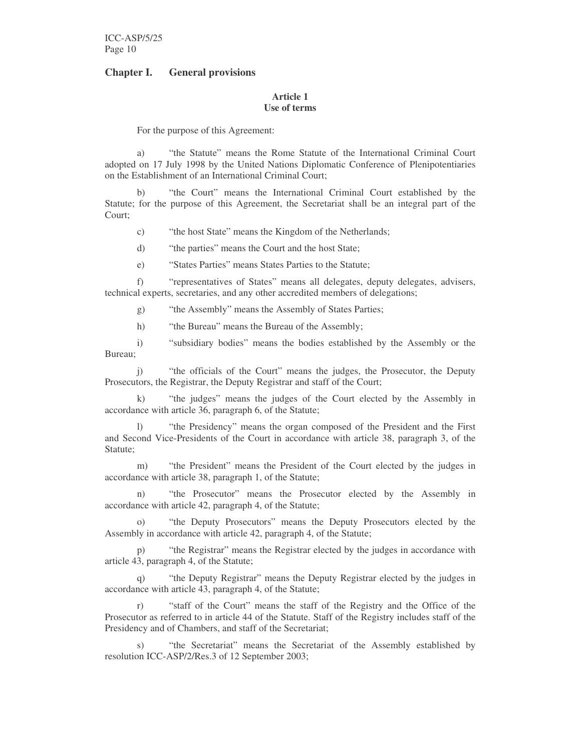## Chapter I. General provisions

### Article 1
### Use of terms

For the purpose of this Agreement:

a) "the Statute" means the Rome Statute of the International Criminal Court adopted on 17 July 1998 by the United Nations Diplomatic Conference of Plenipotentiaries on the Establishment of an International Criminal Court;

b) "the Court" means the International Criminal Court established by the Statute; for the purpose of this Agreement, the Secretariat shall be an integral part of the Court;

c) "the host State" means the Kingdom of the Netherlands;

d) "the parties" means the Court and the host State;

e) "States Parties" means States Parties to the Statute;

f) "representatives of States" means all delegates, deputy delegates, advisers, technical experts, secretaries, and any other accredited members of delegations;

g) "the Assembly" means the Assembly of States Parties;

h) "the Bureau" means the Bureau of the Assembly;

i) "subsidiary bodies" means the bodies established by the Assembly or the Bureau;

j) "the officials of the Court" means the judges, the Prosecutor, the Deputy Prosecutors, the Registrar, the Deputy Registrar and staff of the Court;

k) "the judges" means the judges of the Court elected by the Assembly in accordance with article 36, paragraph 6, of the Statute;

l) "the Presidency" means the organ composed of the President and the First and Second Vice-Presidents of the Court in accordance with article 38, paragraph 3, of the Statute;

m) "the President" means the President of the Court elected by the judges in accordance with article 38, paragraph 1, of the Statute;

n) "the Prosecutor" means the Prosecutor elected by the Assembly in accordance with article 42, paragraph 4, of the Statute;

o) "the Deputy Prosecutors" means the Deputy Prosecutors elected by the Assembly in accordance with article 42, paragraph 4, of the Statute;

p) "the Registrar" means the Registrar elected by the judges in accordance with article 43, paragraph 4, of the Statute;

q) "the Deputy Registrar" means the Deputy Registrar elected by the judges in accordance with article 43, paragraph 4, of the Statute;

r) "staff of the Court" means the staff of the Registry and the Office of the Prosecutor as referred to in article 44 of the Statute. Staff of the Registry includes staff of the Presidency and of Chambers, and staff of the Secretariat;

s) "the Secretariat" means the Secretariat of the Assembly established by resolution ICC-ASP/2/Res.3 of 12 September 2003;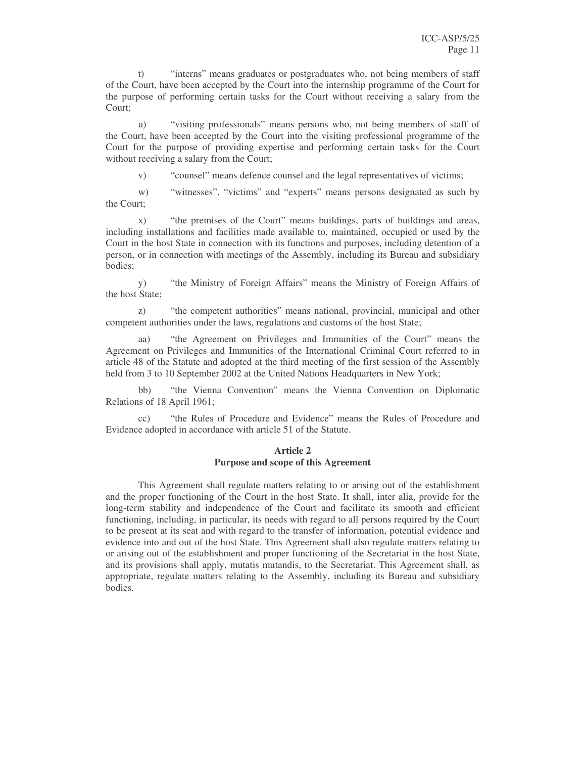t) "interns" means graduates or postgraduates who, not being members of staff of the Court, have been accepted by the Court into the internship programme of the Court for the purpose of performing certain tasks for the Court without receiving a salary from the Court;

u) "visiting professionals" means persons who, not being members of staff of the Court, have been accepted by the Court into the visiting professional programme of the Court for the purpose of providing expertise and performing certain tasks for the Court without receiving a salary from the Court;

v) "counsel" means defence counsel and the legal representatives of victims;

w) "witnesses", "victims" and "experts" means persons designated as such by the Court;

x) "the premises of the Court" means buildings, parts of buildings and areas, including installations and facilities made available to, maintained, occupied or used by the Court in the host State in connection with its functions and purposes, including detention of a person, or in connection with meetings of the Assembly, including its Bureau and subsidiary bodies;

y) "the Ministry of Foreign Affairs" means the Ministry of Foreign Affairs of the host State;

z) "the competent authorities" means national, provincial, municipal and other competent authorities under the laws, regulations and customs of the host State;

aa) "the Agreement on Privileges and Immunities of the Court" means the Agreement on Privileges and Immunities of the International Criminal Court referred to in article 48 of the Statute and adopted at the third meeting of the first session of the Assembly held from 3 to 10 September 2002 at the United Nations Headquarters in New York;

bb) "the Vienna Convention" means the Vienna Convention on Diplomatic Relations of 18 April 1961;

cc) "the Rules of Procedure and Evidence" means the Rules of Procedure and Evidence adopted in accordance with article 51 of the Statute.

## Article 2
## Purpose and scope of this Agreement

This Agreement shall regulate matters relating to or arising out of the establishment and the proper functioning of the Court in the host State. It shall, inter alia, provide for the long-term stability and independence of the Court and facilitate its smooth and efficient functioning, including, in particular, its needs with regard to all persons required by the Court to be present at its seat and with regard to the transfer of information, potential evidence and evidence into and out of the host State. This Agreement shall also regulate matters relating to or arising out of the establishment and proper functioning of the Secretariat in the host State, and its provisions shall apply, mutatis mutandis, to the Secretariat. This Agreement shall, as appropriate, regulate matters relating to the Assembly, including its Bureau and subsidiary bodies.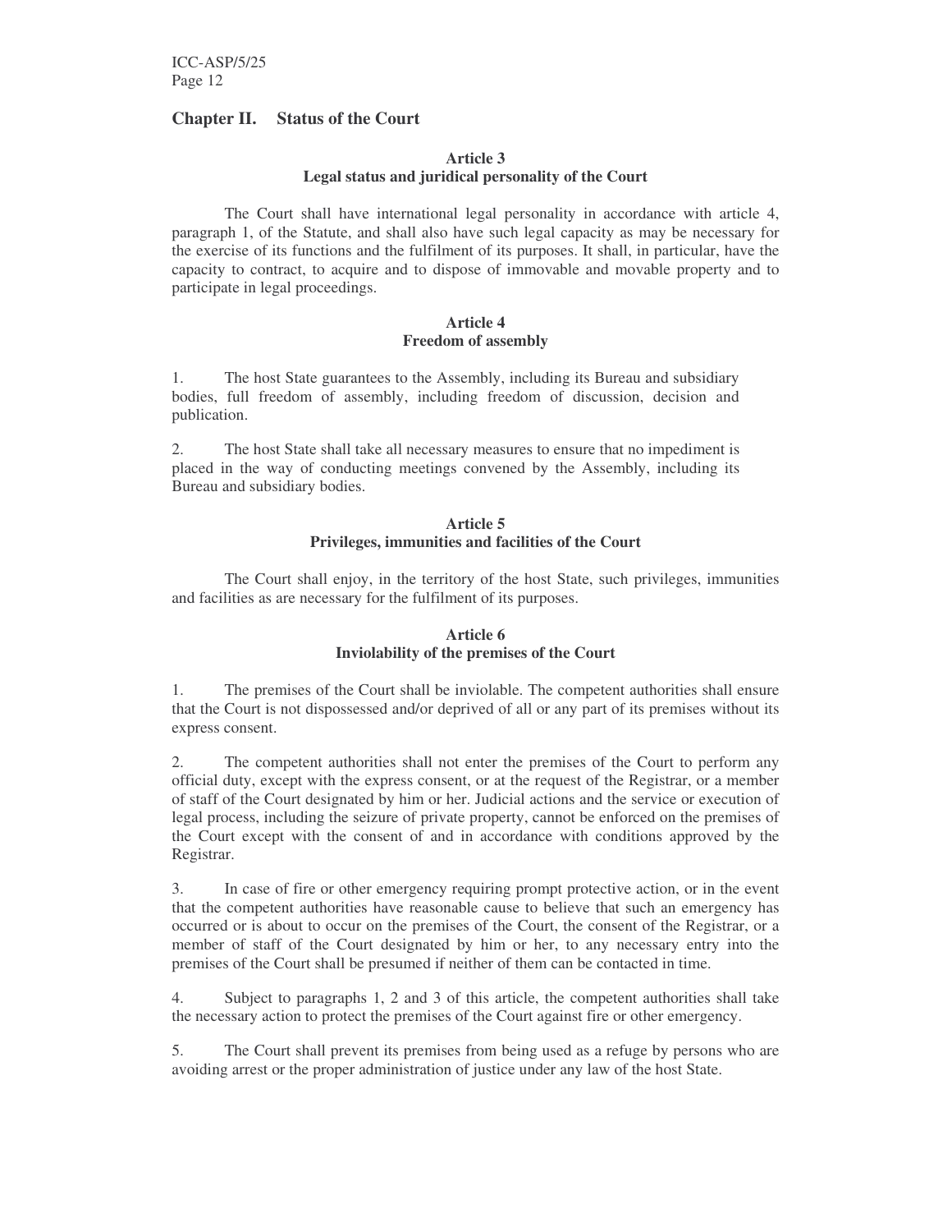## Chapter II. Status of the Court

### Article 3
### Legal status and juridical personality of the Court

The Court shall have international legal personality in accordance with article 4, paragraph 1, of the Statute, and shall also have such legal capacity as may be necessary for the exercise of its functions and the fulfilment of its purposes. It shall, in particular, have the capacity to contract, to acquire and to dispose of immovable and movable property and to participate in legal proceedings.

### Article 4
### Freedom of assembly

1. The host State guarantees to the Assembly, including its Bureau and subsidiary bodies, full freedom of assembly, including freedom of discussion, decision and publication.

2. The host State shall take all necessary measures to ensure that no impediment is placed in the way of conducting meetings convened by the Assembly, including its Bureau and subsidiary bodies.

### Article 5
### Privileges, immunities and facilities of the Court

The Court shall enjoy, in the territory of the host State, such privileges, immunities and facilities as are necessary for the fulfilment of its purposes.

### Article 6
### Inviolability of the premises of the Court

1. The premises of the Court shall be inviolable. The competent authorities shall ensure that the Court is not dispossessed and/or deprived of all or any part of its premises without its express consent.

2. The competent authorities shall not enter the premises of the Court to perform any official duty, except with the express consent, or at the request of the Registrar, or a member of staff of the Court designated by him or her. Judicial actions and the service or execution of legal process, including the seizure of private property, cannot be enforced on the premises of the Court except with the consent of and in accordance with conditions approved by the Registrar.

3. In case of fire or other emergency requiring prompt protective action, or in the event that the competent authorities have reasonable cause to believe that such an emergency has occurred or is about to occur on the premises of the Court, the consent of the Registrar, or a member of staff of the Court designated by him or her, to any necessary entry into the premises of the Court shall be presumed if neither of them can be contacted in time.

4. Subject to paragraphs 1, 2 and 3 of this article, the competent authorities shall take the necessary action to protect the premises of the Court against fire or other emergency.

5. The Court shall prevent its premises from being used as a refuge by persons who are avoiding arrest or the proper administration of justice under any law of the host State.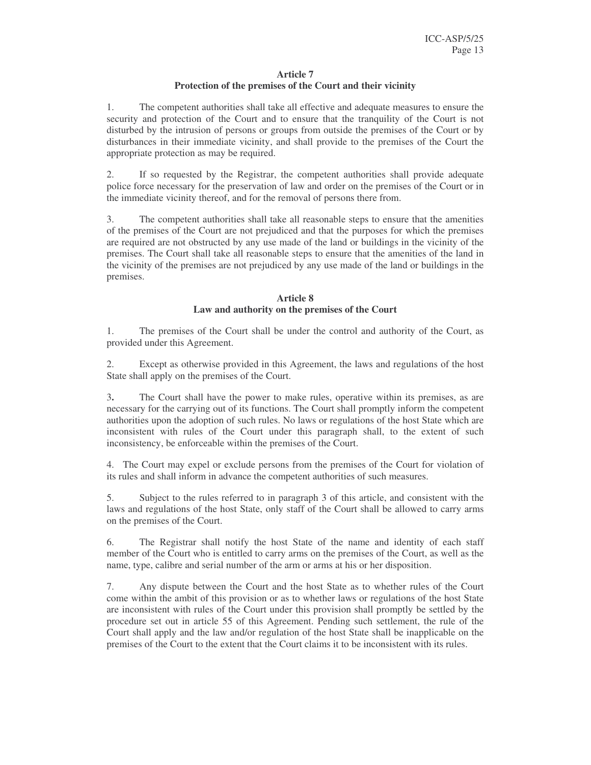### Article 7
### Protection of the premises of the Court and their vicinity

1. The competent authorities shall take all effective and adequate measures to ensure the security and protection of the Court and to ensure that the tranquility of the Court is not disturbed by the intrusion of persons or groups from outside the premises of the Court or by disturbances in their immediate vicinity, and shall provide to the premises of the Court the appropriate protection as may be required.

2. If so requested by the Registrar, the competent authorities shall provide adequate police force necessary for the preservation of law and order on the premises of the Court or in the immediate vicinity thereof, and for the removal of persons there from.

3. The competent authorities shall take all reasonable steps to ensure that the amenities of the premises of the Court are not prejudiced and that the purposes for which the premises are required are not obstructed by any use made of the land or buildings in the vicinity of the premises. The Court shall take all reasonable steps to ensure that the amenities of the land in the vicinity of the premises are not prejudiced by any use made of the land or buildings in the premises.

### Article 8
### Law and authority on the premises of the Court

1. The premises of the Court shall be under the control and authority of the Court, as provided under this Agreement.

2. Except as otherwise provided in this Agreement, the laws and regulations of the host State shall apply on the premises of the Court.

3. The Court shall have the power to make rules, operative within its premises, as are necessary for the carrying out of its functions. The Court shall promptly inform the competent authorities upon the adoption of such rules. No laws or regulations of the host State which are inconsistent with rules of the Court under this paragraph shall, to the extent of such inconsistency, be enforceable within the premises of the Court.

4. The Court may expel or exclude persons from the premises of the Court for violation of its rules and shall inform in advance the competent authorities of such measures.

5. Subject to the rules referred to in paragraph 3 of this article, and consistent with the laws and regulations of the host State, only staff of the Court shall be allowed to carry arms on the premises of the Court.

6. The Registrar shall notify the host State of the name and identity of each staff member of the Court who is entitled to carry arms on the premises of the Court, as well as the name, type, calibre and serial number of the arm or arms at his or her disposition.

7. Any dispute between the Court and the host State as to whether rules of the Court come within the ambit of this provision or as to whether laws or regulations of the host State are inconsistent with rules of the Court under this provision shall promptly be settled by the procedure set out in article 55 of this Agreement. Pending such settlement, the rule of the Court shall apply and the law and/or regulation of the host State shall be inapplicable on the premises of the Court to the extent that the Court claims it to be inconsistent with its rules.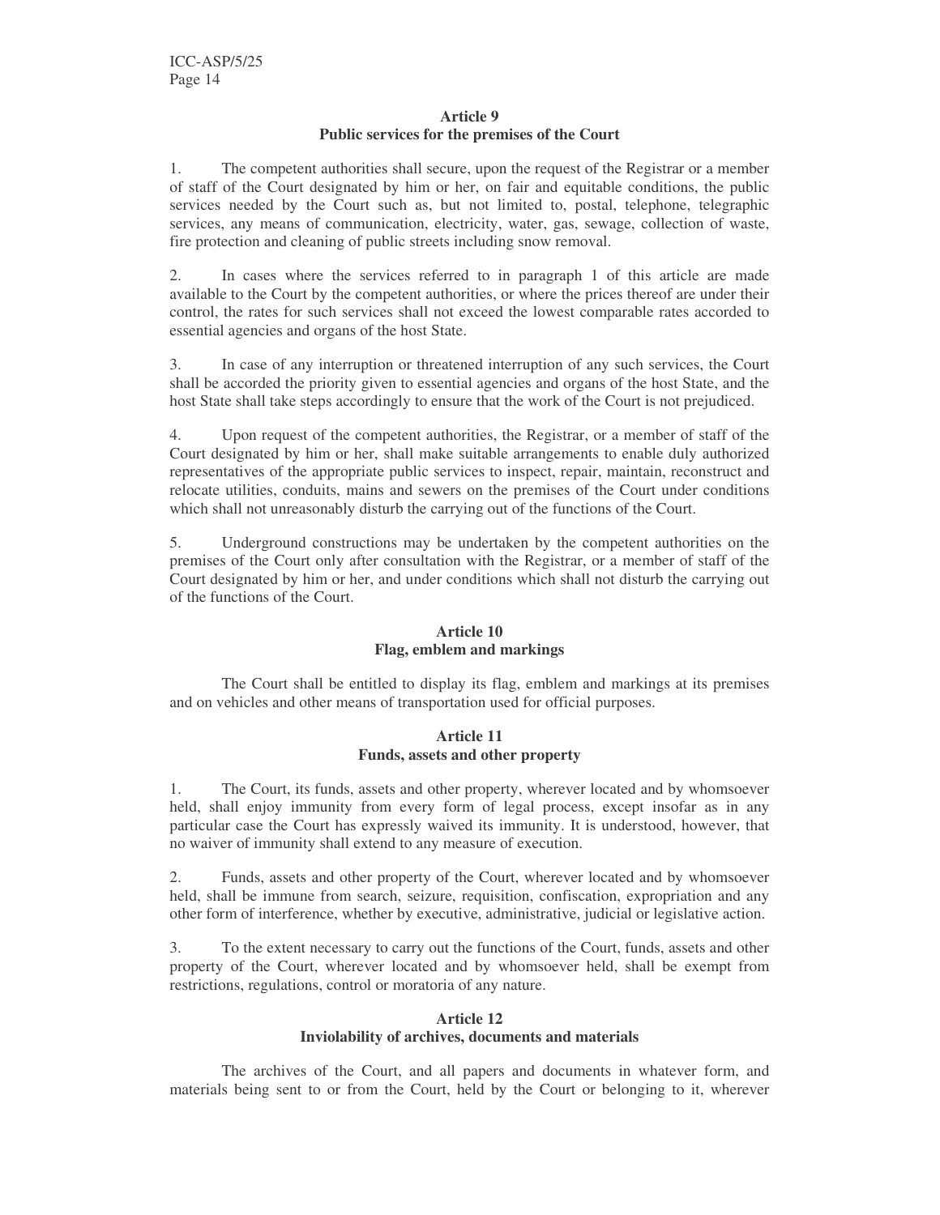### Article 9
### Public services for the premises of the Court

1. The competent authorities shall secure, upon the request of the Registrar or a member of staff of the Court designated by him or her, on fair and equitable conditions, the public services needed by the Court such as, but not limited to, postal, telephone, telegraphic services, any means of communication, electricity, water, gas, sewage, collection of waste, fire protection and cleaning of public streets including snow removal.

2. In cases where the services referred to in paragraph 1 of this article are made available to the Court by the competent authorities, or where the prices thereof are under their control, the rates for such services shall not exceed the lowest comparable rates accorded to essential agencies and organs of the host State.

3. In case of any interruption or threatened interruption of any such services, the Court shall be accorded the priority given to essential agencies and organs of the host State, and the host State shall take steps accordingly to ensure that the work of the Court is not prejudiced.

4. Upon request of the competent authorities, the Registrar, or a member of staff of the Court designated by him or her, shall make suitable arrangements to enable duly authorized representatives of the appropriate public services to inspect, repair, maintain, reconstruct and relocate utilities, conduits, mains and sewers on the premises of the Court under conditions which shall not unreasonably disturb the carrying out of the functions of the Court.

5. Underground constructions may be undertaken by the competent authorities on the premises of the Court only after consultation with the Registrar, or a member of staff of the Court designated by him or her, and under conditions which shall not disturb the carrying out of the functions of the Court.

### Article 10
### Flag, emblem and markings

The Court shall be entitled to display its flag, emblem and markings at its premises and on vehicles and other means of transportation used for official purposes.

### Article 11
### Funds, assets and other property

1. The Court, its funds, assets and other property, wherever located and by whomsoever held, shall enjoy immunity from every form of legal process, except insofar as in any particular case the Court has expressly waived its immunity. It is understood, however, that no waiver of immunity shall extend to any measure of execution.

2. Funds, assets and other property of the Court, wherever located and by whomsoever held, shall be immune from search, seizure, requisition, confiscation, expropriation and any other form of interference, whether by executive, administrative, judicial or legislative action.

3. To the extent necessary to carry out the functions of the Court, funds, assets and other property of the Court, wherever located and by whomsoever held, shall be exempt from restrictions, regulations, control or moratoria of any nature.

### Article 12
### Inviolability of archives, documents and materials

The archives of the Court, and all papers and documents in whatever form, and materials being sent to or from the Court, held by the Court or belonging to it, wherever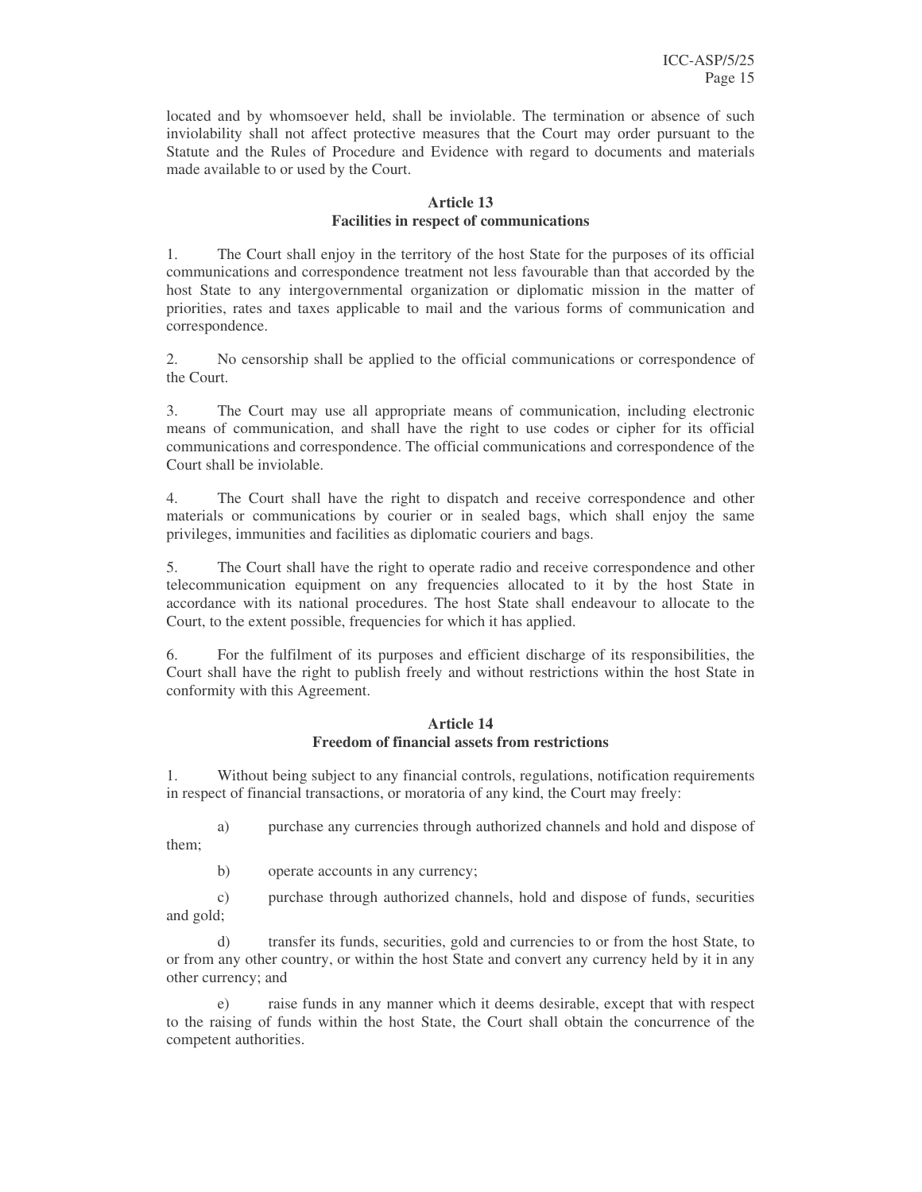located and by whomsoever held, shall be inviolable. The termination or absence of such inviolability shall not affect protective measures that the Court may order pursuant to the Statute and the Rules of Procedure and Evidence with regard to documents and materials made available to or used by the Court.

**Article 13**
**Facilities in respect of communications**

1. The Court shall enjoy in the territory of the host State for the purposes of its official communications and correspondence treatment not less favourable than that accorded by the host State to any intergovernmental organization or diplomatic mission in the matter of priorities, rates and taxes applicable to mail and the various forms of communication and correspondence.

2. No censorship shall be applied to the official communications or correspondence of the Court.

3. The Court may use all appropriate means of communication, including electronic means of communication, and shall have the right to use codes or cipher for its official communications and correspondence. The official communications and correspondence of the Court shall be inviolable.

4. The Court shall have the right to dispatch and receive correspondence and other materials or communications by courier or in sealed bags, which shall enjoy the same privileges, immunities and facilities as diplomatic couriers and bags.

5. The Court shall have the right to operate radio and receive correspondence and other telecommunication equipment on any frequencies allocated to it by the host State in accordance with its national procedures. The host State shall endeavour to allocate to the Court, to the extent possible, frequencies for which it has applied.

6. For the fulfilment of its purposes and efficient discharge of its responsibilities, the Court shall have the right to publish freely and without restrictions within the host State in conformity with this Agreement.

**Article 14**
**Freedom of financial assets from restrictions**

1. Without being subject to any financial controls, regulations, notification requirements in respect of financial transactions, or moratoria of any kind, the Court may freely:

a) purchase any currencies through authorized channels and hold and dispose of them;

b) operate accounts in any currency;

c) purchase through authorized channels, hold and dispose of funds, securities and gold;

d) transfer its funds, securities, gold and currencies to or from the host State, to or from any other country, or within the host State and convert any currency held by it in any other currency; and

e) raise funds in any manner which it deems desirable, except that with respect to the raising of funds within the host State, the Court shall obtain the concurrence of the competent authorities.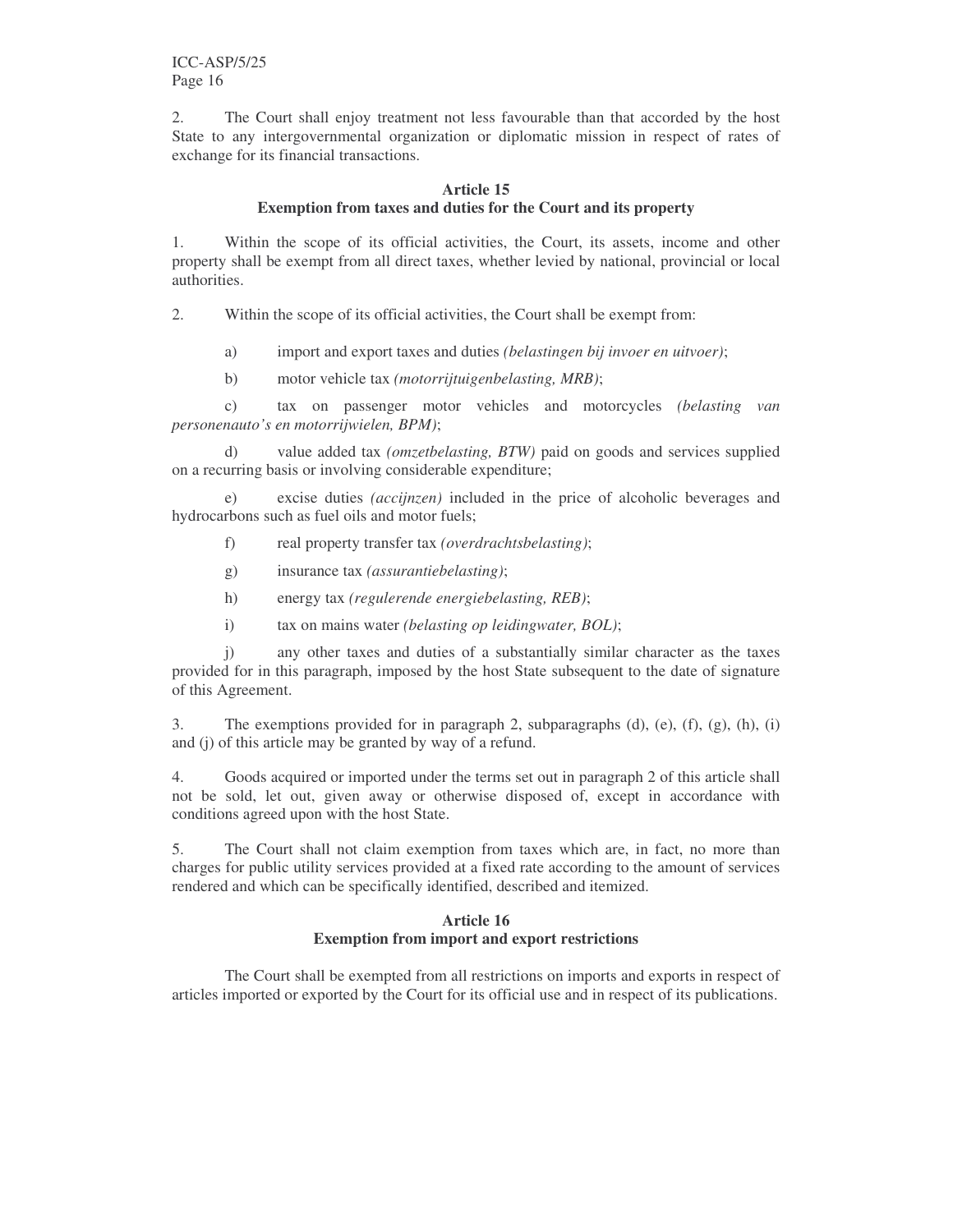2. The Court shall enjoy treatment not less favourable than that accorded by the host State to any intergovernmental organization or diplomatic mission in respect of rates of exchange for its financial transactions.

### Article 15
### Exemption from taxes and duties for the Court and its property

1. Within the scope of its official activities, the Court, its assets, income and other property shall be exempt from all direct taxes, whether levied by national, provincial or local authorities.

2. Within the scope of its official activities, the Court shall be exempt from:

a) import and export taxes and duties *(belastingen bij invoer en uitvoer)*;

b) motor vehicle tax *(motorrijtuigenbelasting, MRB)*;

c) tax on passenger motor vehicles and motorcycles *(belasting van personenauto's en motorrijwielen, BPM)*;

d) value added tax *(omzetbelasting, BTW)* paid on goods and services supplied on a recurring basis or involving considerable expenditure;

e) excise duties *(accijnzen)* included in the price of alcoholic beverages and hydrocarbons such as fuel oils and motor fuels;

f) real property transfer tax *(overdrachtsbelasting)*;

g) insurance tax *(assurantiebelasting)*;

h) energy tax *(regulerende energiebelasting, REB)*;

i) tax on mains water *(belasting op leidingwater, BOL)*;

j) any other taxes and duties of a substantially similar character as the taxes provided for in this paragraph, imposed by the host State subsequent to the date of signature of this Agreement.

3. The exemptions provided for in paragraph 2, subparagraphs (d), (e), (f), (g), (h), (i) and (j) of this article may be granted by way of a refund.

4. Goods acquired or imported under the terms set out in paragraph 2 of this article shall not be sold, let out, given away or otherwise disposed of, except in accordance with conditions agreed upon with the host State.

5. The Court shall not claim exemption from taxes which are, in fact, no more than charges for public utility services provided at a fixed rate according to the amount of services rendered and which can be specifically identified, described and itemized.

### Article 16
### Exemption from import and export restrictions

The Court shall be exempted from all restrictions on imports and exports in respect of articles imported or exported by the Court for its official use and in respect of its publications.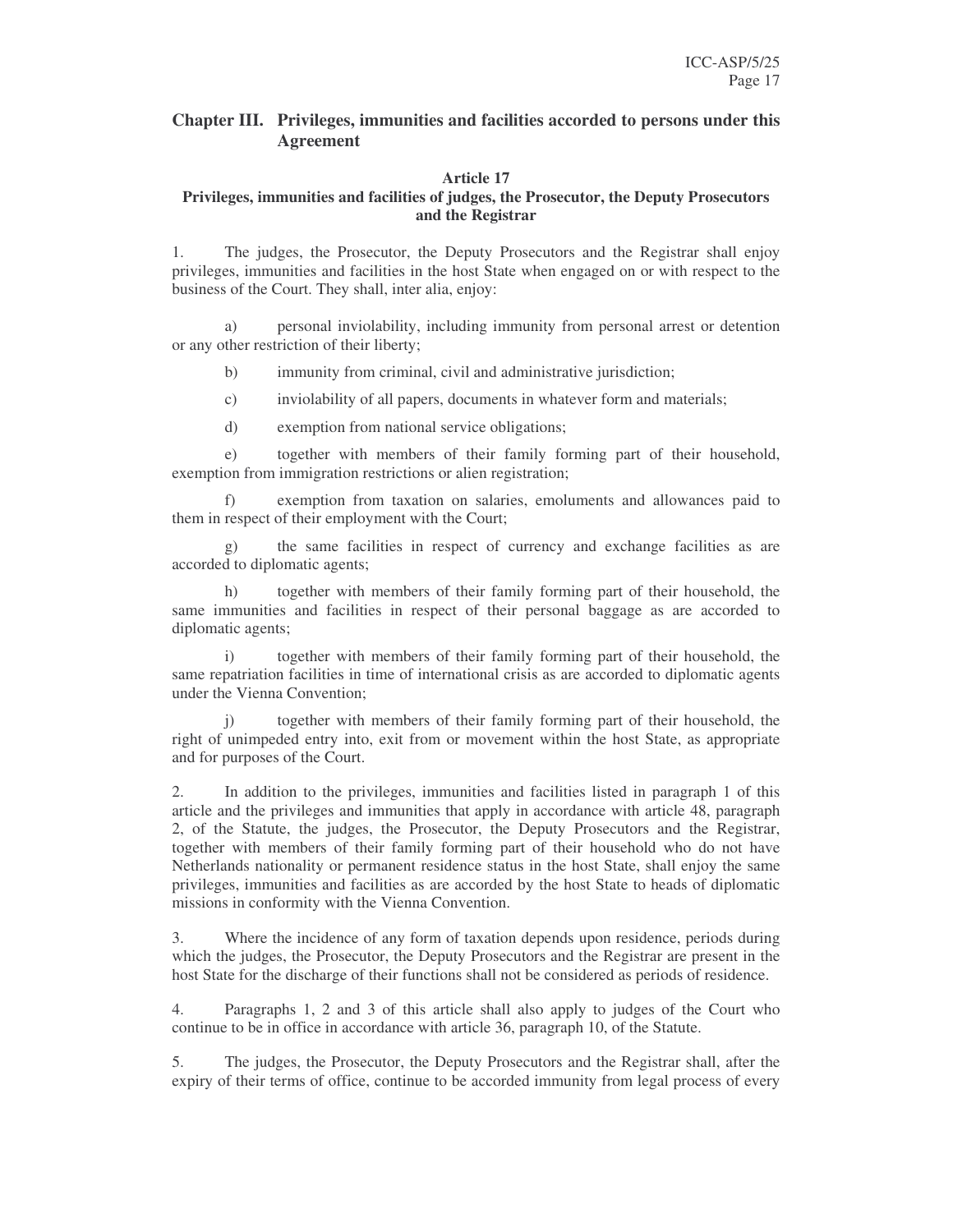## Chapter III. Privileges, immunities and facilities accorded to persons under this Agreement

### Article 17
### Privileges, immunities and facilities of judges, the Prosecutor, the Deputy Prosecutors and the Registrar

1. The judges, the Prosecutor, the Deputy Prosecutors and the Registrar shall enjoy privileges, immunities and facilities in the host State when engaged on or with respect to the business of the Court. They shall, inter alia, enjoy:

a) personal inviolability, including immunity from personal arrest or detention or any other restriction of their liberty;

b) immunity from criminal, civil and administrative jurisdiction;

c) inviolability of all papers, documents in whatever form and materials;

d) exemption from national service obligations;

e) together with members of their family forming part of their household, exemption from immigration restrictions or alien registration;

f) exemption from taxation on salaries, emoluments and allowances paid to them in respect of their employment with the Court;

g) the same facilities in respect of currency and exchange facilities as are accorded to diplomatic agents;

h) together with members of their family forming part of their household, the same immunities and facilities in respect of their personal baggage as are accorded to diplomatic agents;

i) together with members of their family forming part of their household, the same repatriation facilities in time of international crisis as are accorded to diplomatic agents under the Vienna Convention;

j) together with members of their family forming part of their household, the right of unimpeded entry into, exit from or movement within the host State, as appropriate and for purposes of the Court.

2. In addition to the privileges, immunities and facilities listed in paragraph 1 of this article and the privileges and immunities that apply in accordance with article 48, paragraph 2, of the Statute, the judges, the Prosecutor, the Deputy Prosecutors and the Registrar, together with members of their family forming part of their household who do not have Netherlands nationality or permanent residence status in the host State, shall enjoy the same privileges, immunities and facilities as are accorded by the host State to heads of diplomatic missions in conformity with the Vienna Convention.

3. Where the incidence of any form of taxation depends upon residence, periods during which the judges, the Prosecutor, the Deputy Prosecutors and the Registrar are present in the host State for the discharge of their functions shall not be considered as periods of residence.

4. Paragraphs 1, 2 and 3 of this article shall also apply to judges of the Court who continue to be in office in accordance with article 36, paragraph 10, of the Statute.

5. The judges, the Prosecutor, the Deputy Prosecutors and the Registrar shall, after the expiry of their terms of office, continue to be accorded immunity from legal process of every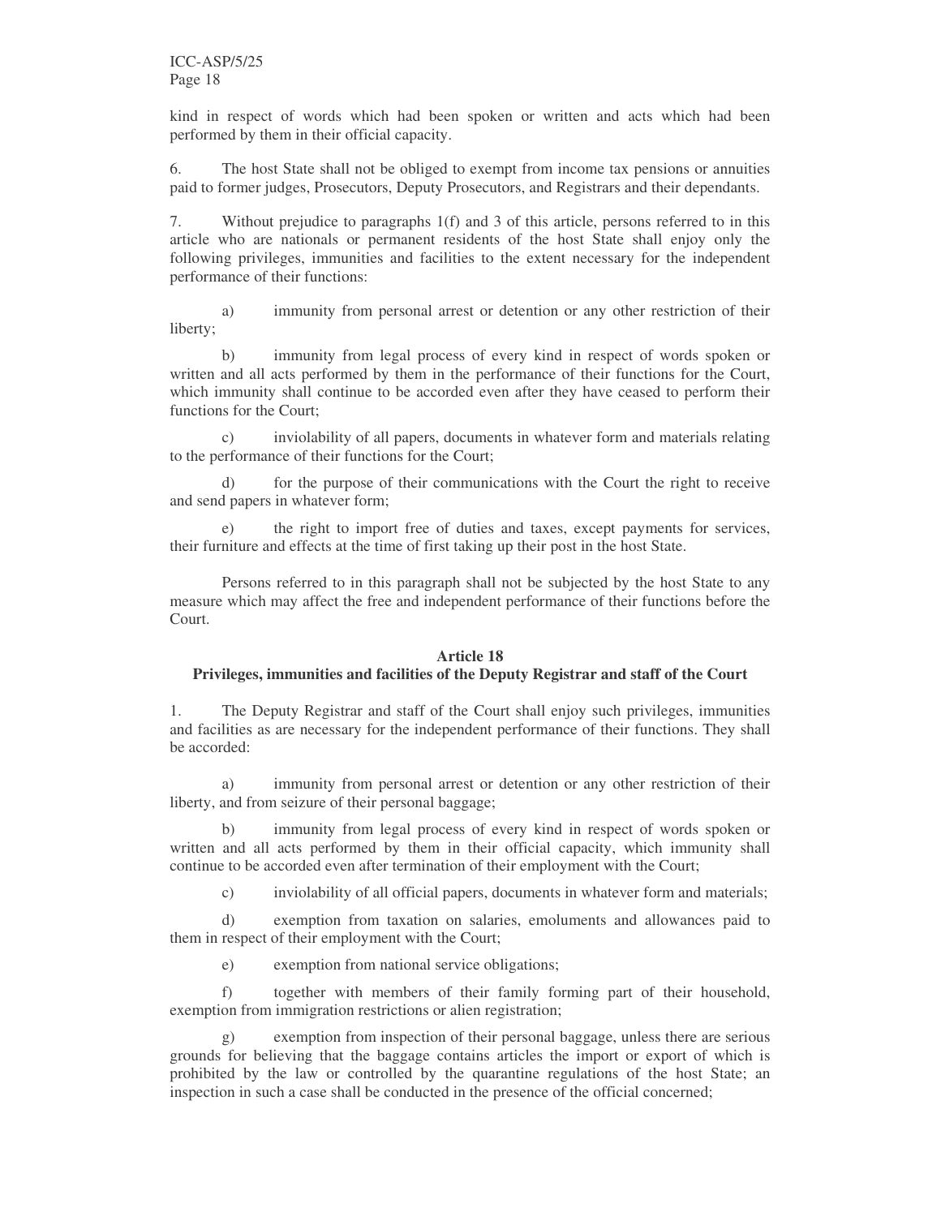kind in respect of words which had been spoken or written and acts which had been performed by them in their official capacity.

6. The host State shall not be obliged to exempt from income tax pensions or annuities paid to former judges, Prosecutors, Deputy Prosecutors, and Registrars and their dependants.

7. Without prejudice to paragraphs 1(f) and 3 of this article, persons referred to in this article who are nationals or permanent residents of the host State shall enjoy only the following privileges, immunities and facilities to the extent necessary for the independent performance of their functions:

a) immunity from personal arrest or detention or any other restriction of their liberty;

b) immunity from legal process of every kind in respect of words spoken or written and all acts performed by them in the performance of their functions for the Court, which immunity shall continue to be accorded even after they have ceased to perform their functions for the Court;

c) inviolability of all papers, documents in whatever form and materials relating to the performance of their functions for the Court;

d) for the purpose of their communications with the Court the right to receive and send papers in whatever form;

e) the right to import free of duties and taxes, except payments for services, their furniture and effects at the time of first taking up their post in the host State.

Persons referred to in this paragraph shall not be subjected by the host State to any measure which may affect the free and independent performance of their functions before the Court.

### Article 18
### Privileges, immunities and facilities of the Deputy Registrar and staff of the Court

1. The Deputy Registrar and staff of the Court shall enjoy such privileges, immunities and facilities as are necessary for the independent performance of their functions. They shall be accorded:

a) immunity from personal arrest or detention or any other restriction of their liberty, and from seizure of their personal baggage;

b) immunity from legal process of every kind in respect of words spoken or written and all acts performed by them in their official capacity, which immunity shall continue to be accorded even after termination of their employment with the Court;

c) inviolability of all official papers, documents in whatever form and materials;

d) exemption from taxation on salaries, emoluments and allowances paid to them in respect of their employment with the Court;

e) exemption from national service obligations;

f) together with members of their family forming part of their household, exemption from immigration restrictions or alien registration;

g) exemption from inspection of their personal baggage, unless there are serious grounds for believing that the baggage contains articles the import or export of which is prohibited by the law or controlled by the quarantine regulations of the host State; an inspection in such a case shall be conducted in the presence of the official concerned;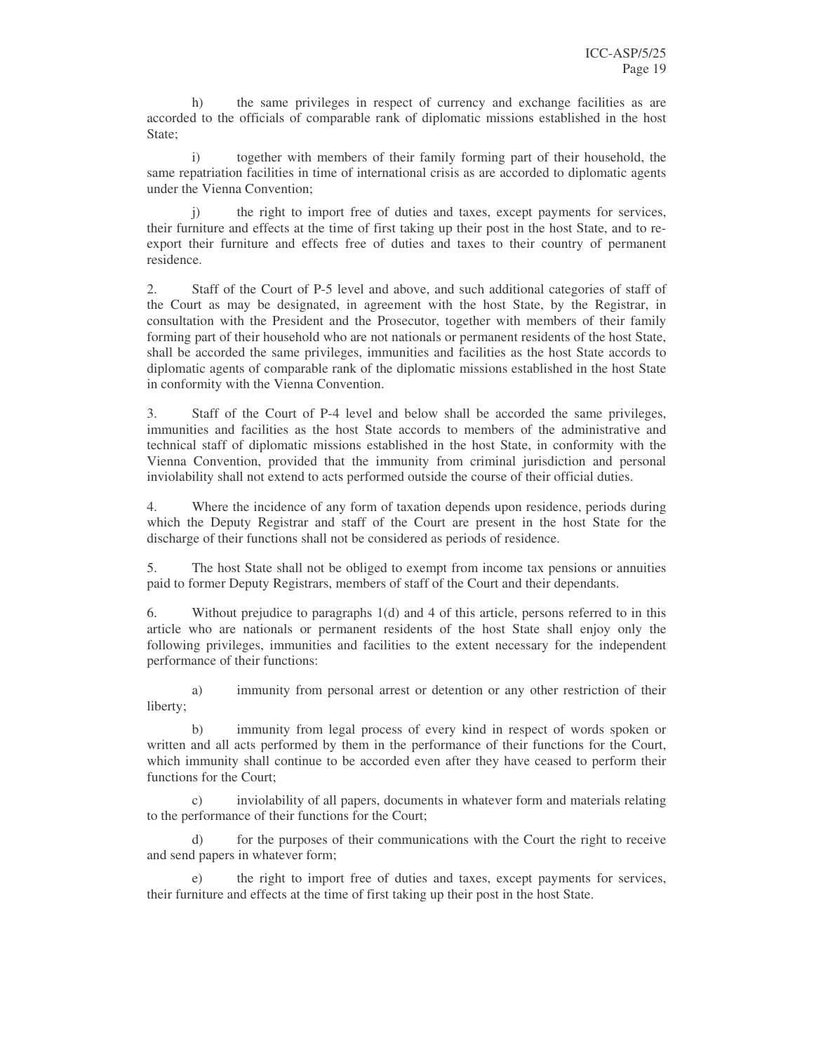h) the same privileges in respect of currency and exchange facilities as are accorded to the officials of comparable rank of diplomatic missions established in the host State;

i) together with members of their family forming part of their household, the same repatriation facilities in time of international crisis as are accorded to diplomatic agents under the Vienna Convention;

j) the right to import free of duties and taxes, except payments for services, their furniture and effects at the time of first taking up their post in the host State, and to re-export their furniture and effects free of duties and taxes to their country of permanent residence.

2. Staff of the Court of P-5 level and above, and such additional categories of staff of the Court as may be designated, in agreement with the host State, by the Registrar, in consultation with the President and the Prosecutor, together with members of their family forming part of their household who are not nationals or permanent residents of the host State, shall be accorded the same privileges, immunities and facilities as the host State accords to diplomatic agents of comparable rank of the diplomatic missions established in the host State in conformity with the Vienna Convention.

3. Staff of the Court of P-4 level and below shall be accorded the same privileges, immunities and facilities as the host State accords to members of the administrative and technical staff of diplomatic missions established in the host State, in conformity with the Vienna Convention, provided that the immunity from criminal jurisdiction and personal inviolability shall not extend to acts performed outside the course of their official duties.

4. Where the incidence of any form of taxation depends upon residence, periods during which the Deputy Registrar and staff of the Court are present in the host State for the discharge of their functions shall not be considered as periods of residence.

5. The host State shall not be obliged to exempt from income tax pensions or annuities paid to former Deputy Registrars, members of staff of the Court and their dependants.

6. Without prejudice to paragraphs 1(d) and 4 of this article, persons referred to in this article who are nationals or permanent residents of the host State shall enjoy only the following privileges, immunities and facilities to the extent necessary for the independent performance of their functions:

a) immunity from personal arrest or detention or any other restriction of their liberty;

b) immunity from legal process of every kind in respect of words spoken or written and all acts performed by them in the performance of their functions for the Court, which immunity shall continue to be accorded even after they have ceased to perform their functions for the Court;

c) inviolability of all papers, documents in whatever form and materials relating to the performance of their functions for the Court;

d) for the purposes of their communications with the Court the right to receive and send papers in whatever form;

e) the right to import free of duties and taxes, except payments for services, their furniture and effects at the time of first taking up their post in the host State.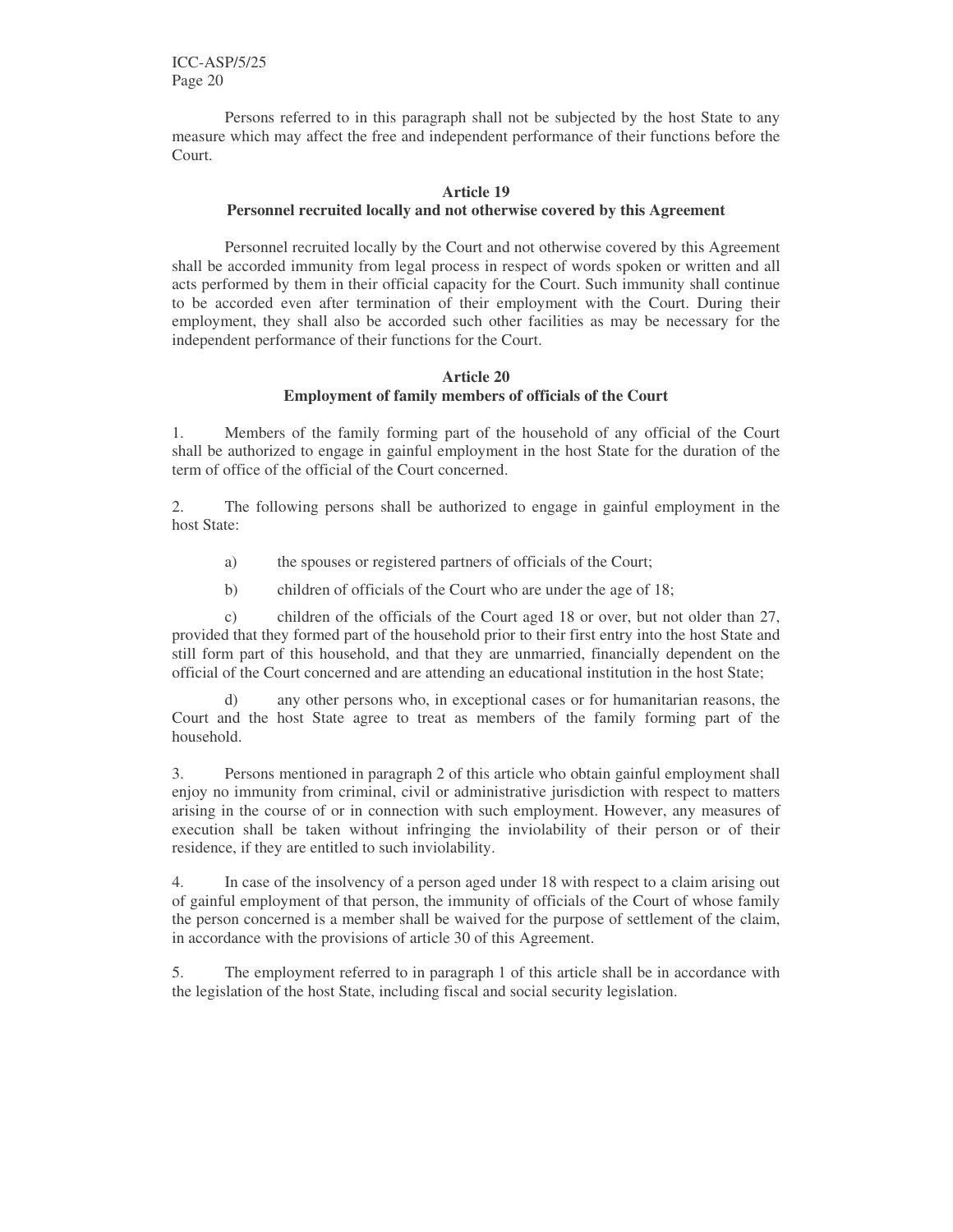Persons referred to in this paragraph shall not be subjected by the host State to any measure which may affect the free and independent performance of their functions before the Court.

### Article 19
### Personnel recruited locally and not otherwise covered by this Agreement

Personnel recruited locally by the Court and not otherwise covered by this Agreement shall be accorded immunity from legal process in respect of words spoken or written and all acts performed by them in their official capacity for the Court. Such immunity shall continue to be accorded even after termination of their employment with the Court. During their employment, they shall also be accorded such other facilities as may be necessary for the independent performance of their functions for the Court.

### Article 20
### Employment of family members of officials of the Court

1. Members of the family forming part of the household of any official of the Court shall be authorized to engage in gainful employment in the host State for the duration of the term of office of the official of the Court concerned.

2. The following persons shall be authorized to engage in gainful employment in the host State:

   a) the spouses or registered partners of officials of the Court;

   b) children of officials of the Court who are under the age of 18;

   c) children of the officials of the Court aged 18 or over, but not older than 27, provided that they formed part of the household prior to their first entry into the host State and still form part of this household, and that they are unmarried, financially dependent on the official of the Court concerned and are attending an educational institution in the host State;

   d) any other persons who, in exceptional cases or for humanitarian reasons, the Court and the host State agree to treat as members of the family forming part of the household.

3. Persons mentioned in paragraph 2 of this article who obtain gainful employment shall enjoy no immunity from criminal, civil or administrative jurisdiction with respect to matters arising in the course of or in connection with such employment. However, any measures of execution shall be taken without infringing the inviolability of their person or of their residence, if they are entitled to such inviolability.

4. In case of the insolvency of a person aged under 18 with respect to a claim arising out of gainful employment of that person, the immunity of officials of the Court of whose family the person concerned is a member shall be waived for the purpose of settlement of the claim, in accordance with the provisions of article 30 of this Agreement.

5. The employment referred to in paragraph 1 of this article shall be in accordance with the legislation of the host State, including fiscal and social security legislation.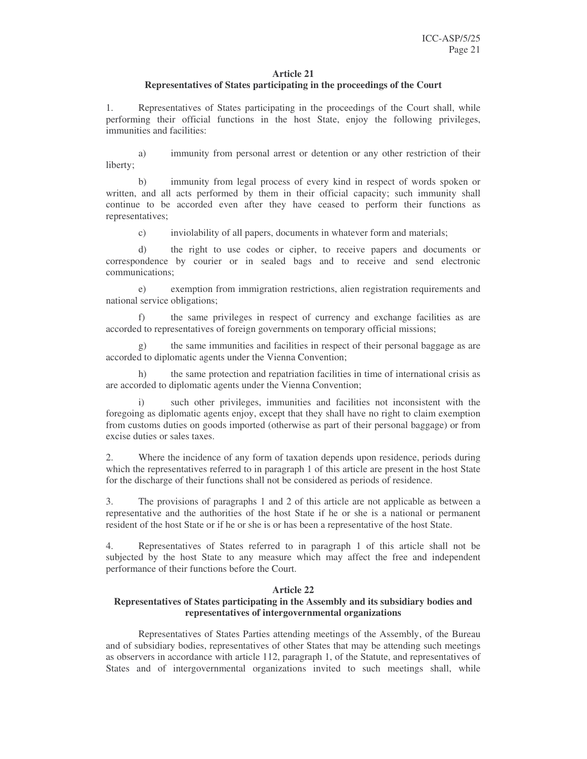**Article 21**
**Representatives of States participating in the proceedings of the Court**

1. Representatives of States participating in the proceedings of the Court shall, while performing their official functions in the host State, enjoy the following privileges, immunities and facilities:

a) immunity from personal arrest or detention or any other restriction of their liberty;

b) immunity from legal process of every kind in respect of words spoken or written, and all acts performed by them in their official capacity; such immunity shall continue to be accorded even after they have ceased to perform their functions as representatives;

c) inviolability of all papers, documents in whatever form and materials;

d) the right to use codes or cipher, to receive papers and documents or correspondence by courier or in sealed bags and to receive and send electronic communications;

e) exemption from immigration restrictions, alien registration requirements and national service obligations;

f) the same privileges in respect of currency and exchange facilities as are accorded to representatives of foreign governments on temporary official missions;

g) the same immunities and facilities in respect of their personal baggage as are accorded to diplomatic agents under the Vienna Convention;

h) the same protection and repatriation facilities in time of international crisis as are accorded to diplomatic agents under the Vienna Convention;

i) such other privileges, immunities and facilities not inconsistent with the foregoing as diplomatic agents enjoy, except that they shall have no right to claim exemption from customs duties on goods imported (otherwise as part of their personal baggage) or from excise duties or sales taxes.

2. Where the incidence of any form of taxation depends upon residence, periods during which the representatives referred to in paragraph 1 of this article are present in the host State for the discharge of their functions shall not be considered as periods of residence.

3. The provisions of paragraphs 1 and 2 of this article are not applicable as between a representative and the authorities of the host State if he or she is a national or permanent resident of the host State or if he or she is or has been a representative of the host State.

4. Representatives of States referred to in paragraph 1 of this article shall not be subjected by the host State to any measure which may affect the free and independent performance of their functions before the Court.

**Article 22**
**Representatives of States participating in the Assembly and its subsidiary bodies and representatives of intergovernmental organizations**

Representatives of States Parties attending meetings of the Assembly, of the Bureau and of subsidiary bodies, representatives of other States that may be attending such meetings as observers in accordance with article 112, paragraph 1, of the Statute, and representatives of States and of intergovernmental organizations invited to such meetings shall, while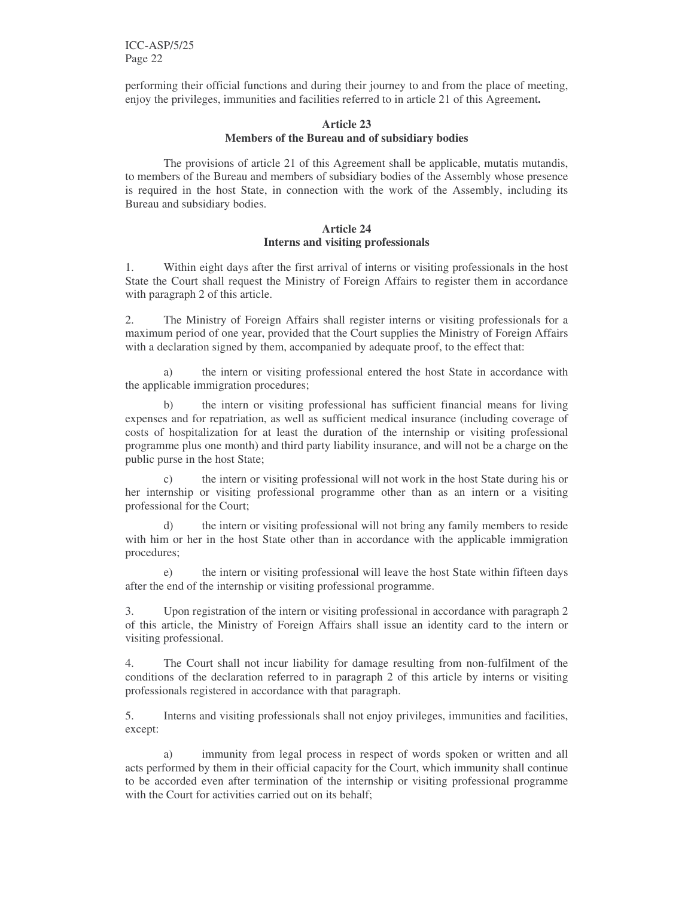performing their official functions and during their journey to and from the place of meeting, enjoy the privileges, immunities and facilities referred to in article 21 of this Agreement**.**

### Article 23
### Members of the Bureau and of subsidiary bodies

The provisions of article 21 of this Agreement shall be applicable, mutatis mutandis, to members of the Bureau and members of subsidiary bodies of the Assembly whose presence is required in the host State, in connection with the work of the Assembly, including its Bureau and subsidiary bodies.

### Article 24
### Interns and visiting professionals

1. Within eight days after the first arrival of interns or visiting professionals in the host State the Court shall request the Ministry of Foreign Affairs to register them in accordance with paragraph 2 of this article.

2. The Ministry of Foreign Affairs shall register interns or visiting professionals for a maximum period of one year, provided that the Court supplies the Ministry of Foreign Affairs with a declaration signed by them, accompanied by adequate proof, to the effect that:

a) the intern or visiting professional entered the host State in accordance with the applicable immigration procedures;

b) the intern or visiting professional has sufficient financial means for living expenses and for repatriation, as well as sufficient medical insurance (including coverage of costs of hospitalization for at least the duration of the internship or visiting professional programme plus one month) and third party liability insurance, and will not be a charge on the public purse in the host State;

c) the intern or visiting professional will not work in the host State during his or her internship or visiting professional programme other than as an intern or a visiting professional for the Court;

d) the intern or visiting professional will not bring any family members to reside with him or her in the host State other than in accordance with the applicable immigration procedures;

e) the intern or visiting professional will leave the host State within fifteen days after the end of the internship or visiting professional programme.

3. Upon registration of the intern or visiting professional in accordance with paragraph 2 of this article, the Ministry of Foreign Affairs shall issue an identity card to the intern or visiting professional.

4. The Court shall not incur liability for damage resulting from non-fulfilment of the conditions of the declaration referred to in paragraph 2 of this article by interns or visiting professionals registered in accordance with that paragraph.

5. Interns and visiting professionals shall not enjoy privileges, immunities and facilities, except:

a) immunity from legal process in respect of words spoken or written and all acts performed by them in their official capacity for the Court, which immunity shall continue to be accorded even after termination of the internship or visiting professional programme with the Court for activities carried out on its behalf;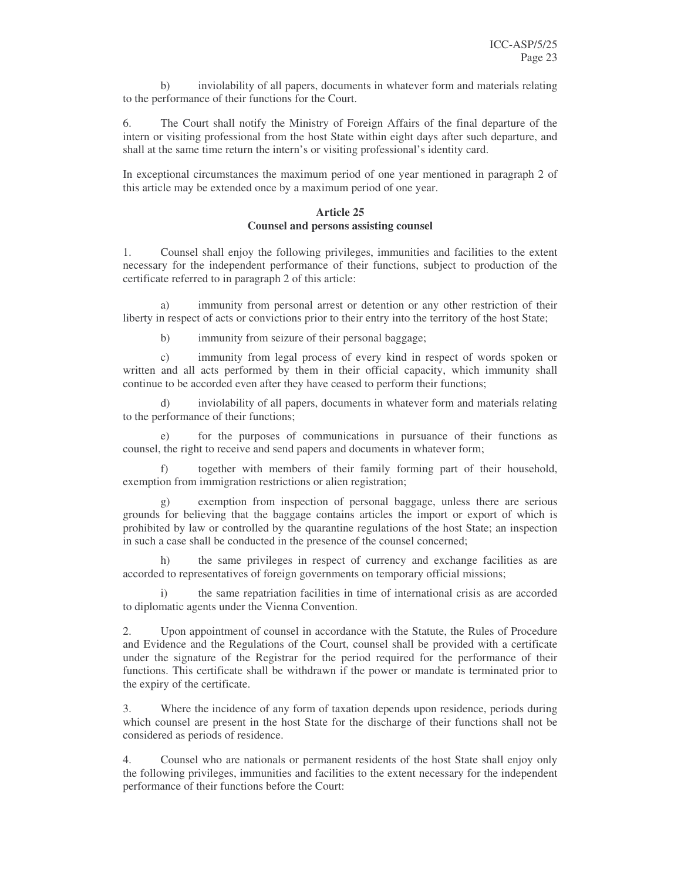b) inviolability of all papers, documents in whatever form and materials relating to the performance of their functions for the Court.

6. The Court shall notify the Ministry of Foreign Affairs of the final departure of the intern or visiting professional from the host State within eight days after such departure, and shall at the same time return the intern's or visiting professional's identity card.

In exceptional circumstances the maximum period of one year mentioned in paragraph 2 of this article may be extended once by a maximum period of one year.

**Article 25**
**Counsel and persons assisting counsel**

1. Counsel shall enjoy the following privileges, immunities and facilities to the extent necessary for the independent performance of their functions, subject to production of the certificate referred to in paragraph 2 of this article:

a) immunity from personal arrest or detention or any other restriction of their liberty in respect of acts or convictions prior to their entry into the territory of the host State;

b) immunity from seizure of their personal baggage;

c) immunity from legal process of every kind in respect of words spoken or written and all acts performed by them in their official capacity, which immunity shall continue to be accorded even after they have ceased to perform their functions;

d) inviolability of all papers, documents in whatever form and materials relating to the performance of their functions;

e) for the purposes of communications in pursuance of their functions as counsel, the right to receive and send papers and documents in whatever form;

f) together with members of their family forming part of their household, exemption from immigration restrictions or alien registration;

g) exemption from inspection of personal baggage, unless there are serious grounds for believing that the baggage contains articles the import or export of which is prohibited by law or controlled by the quarantine regulations of the host State; an inspection in such a case shall be conducted in the presence of the counsel concerned;

h) the same privileges in respect of currency and exchange facilities as are accorded to representatives of foreign governments on temporary official missions;

i) the same repatriation facilities in time of international crisis as are accorded to diplomatic agents under the Vienna Convention.

2. Upon appointment of counsel in accordance with the Statute, the Rules of Procedure and Evidence and the Regulations of the Court, counsel shall be provided with a certificate under the signature of the Registrar for the period required for the performance of their functions. This certificate shall be withdrawn if the power or mandate is terminated prior to the expiry of the certificate.

3. Where the incidence of any form of taxation depends upon residence, periods during which counsel are present in the host State for the discharge of their functions shall not be considered as periods of residence.

4. Counsel who are nationals or permanent residents of the host State shall enjoy only the following privileges, immunities and facilities to the extent necessary for the independent performance of their functions before the Court: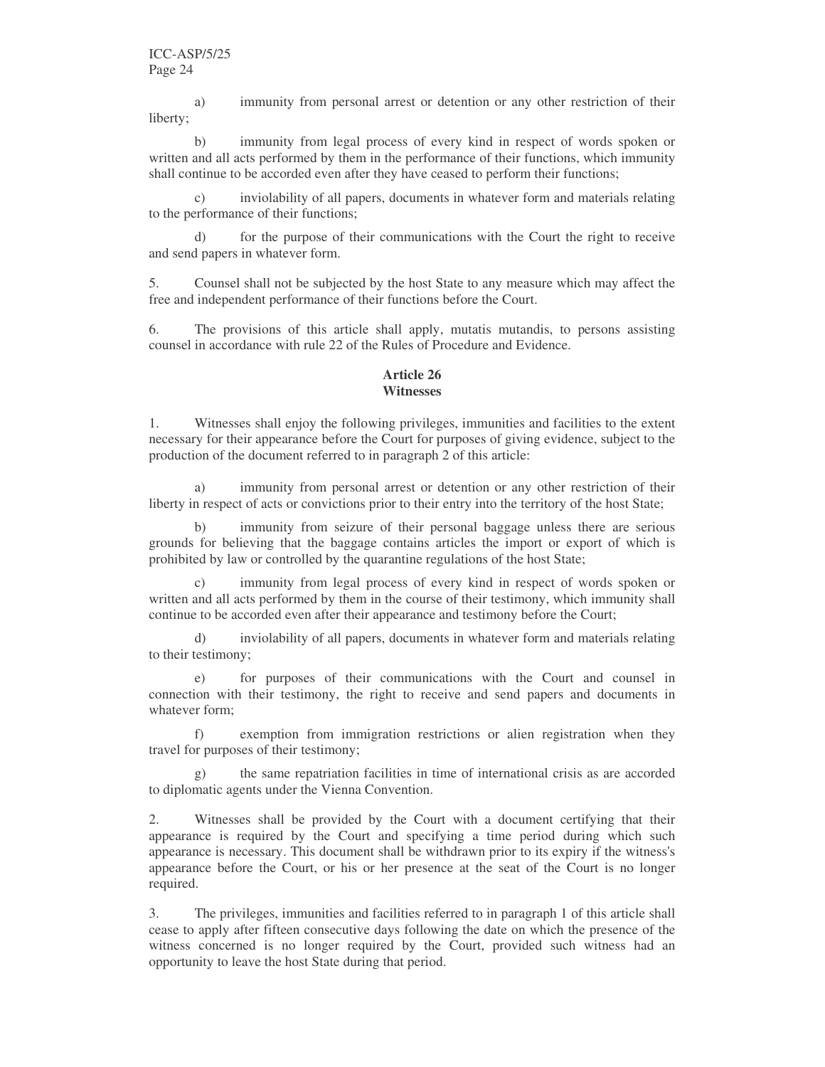a) immunity from personal arrest or detention or any other restriction of their liberty;

b) immunity from legal process of every kind in respect of words spoken or written and all acts performed by them in the performance of their functions, which immunity shall continue to be accorded even after they have ceased to perform their functions;

c) inviolability of all papers, documents in whatever form and materials relating to the performance of their functions;

d) for the purpose of their communications with the Court the right to receive and send papers in whatever form.

5. Counsel shall not be subjected by the host State to any measure which may affect the free and independent performance of their functions before the Court.

6. The provisions of this article shall apply, mutatis mutandis, to persons assisting counsel in accordance with rule 22 of the Rules of Procedure and Evidence.

**Article 26**
**Witnesses**

1. Witnesses shall enjoy the following privileges, immunities and facilities to the extent necessary for their appearance before the Court for purposes of giving evidence, subject to the production of the document referred to in paragraph 2 of this article:

a) immunity from personal arrest or detention or any other restriction of their liberty in respect of acts or convictions prior to their entry into the territory of the host State;

b) immunity from seizure of their personal baggage unless there are serious grounds for believing that the baggage contains articles the import or export of which is prohibited by law or controlled by the quarantine regulations of the host State;

c) immunity from legal process of every kind in respect of words spoken or written and all acts performed by them in the course of their testimony, which immunity shall continue to be accorded even after their appearance and testimony before the Court;

d) inviolability of all papers, documents in whatever form and materials relating to their testimony;

e) for purposes of their communications with the Court and counsel in connection with their testimony, the right to receive and send papers and documents in whatever form;

f) exemption from immigration restrictions or alien registration when they travel for purposes of their testimony;

g) the same repatriation facilities in time of international crisis as are accorded to diplomatic agents under the Vienna Convention.

2. Witnesses shall be provided by the Court with a document certifying that their appearance is required by the Court and specifying a time period during which such appearance is necessary. This document shall be withdrawn prior to its expiry if the witness's appearance before the Court, or his or her presence at the seat of the Court is no longer required.

3. The privileges, immunities and facilities referred to in paragraph 1 of this article shall cease to apply after fifteen consecutive days following the date on which the presence of the witness concerned is no longer required by the Court, provided such witness had an opportunity to leave the host State during that period.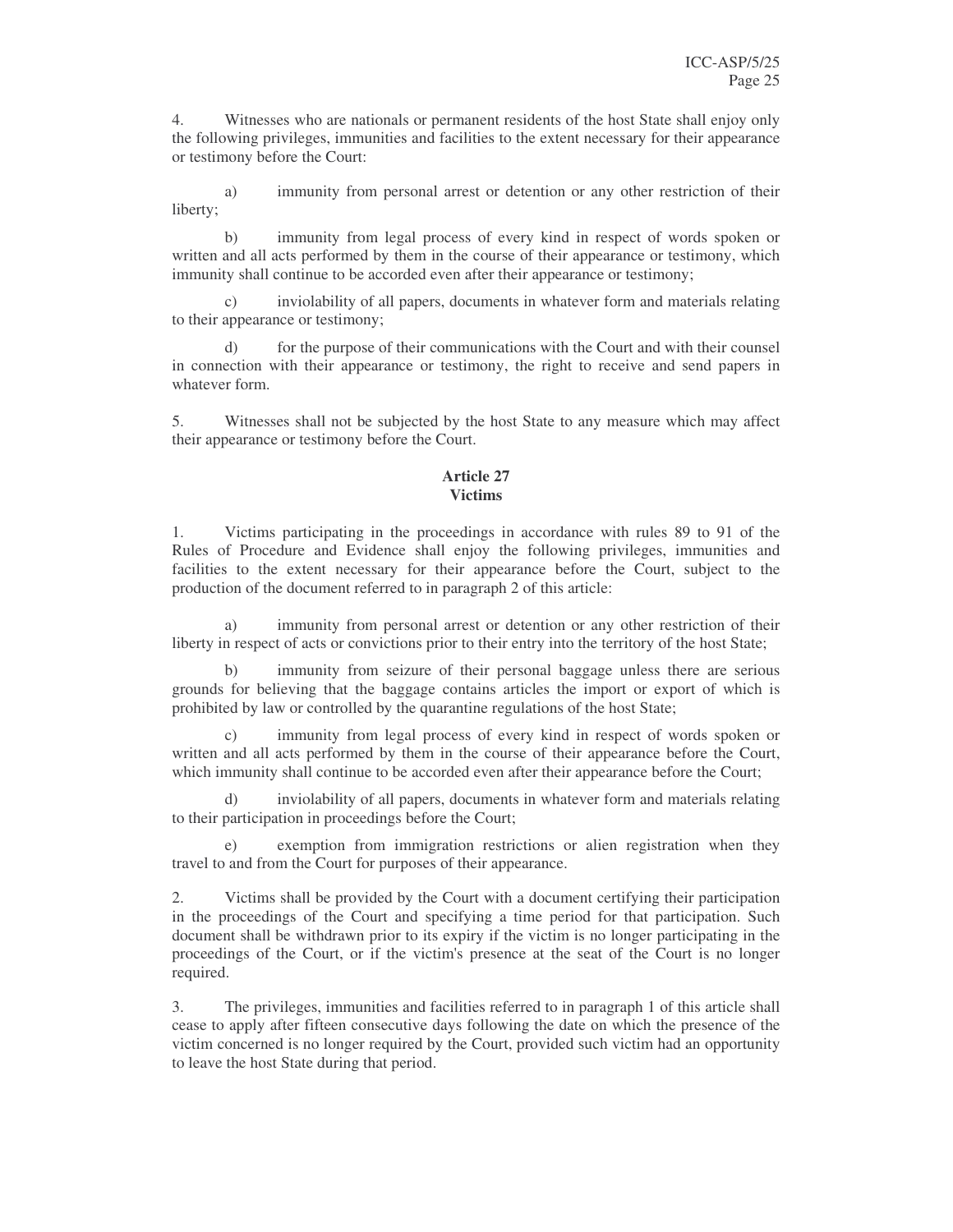4. Witnesses who are nationals or permanent residents of the host State shall enjoy only the following privileges, immunities and facilities to the extent necessary for their appearance or testimony before the Court:

a) immunity from personal arrest or detention or any other restriction of their liberty;

b) immunity from legal process of every kind in respect of words spoken or written and all acts performed by them in the course of their appearance or testimony, which immunity shall continue to be accorded even after their appearance or testimony;

c) inviolability of all papers, documents in whatever form and materials relating to their appearance or testimony;

d) for the purpose of their communications with the Court and with their counsel in connection with their appearance or testimony, the right to receive and send papers in whatever form.

5. Witnesses shall not be subjected by the host State to any measure which may affect their appearance or testimony before the Court.

**Article 27**
**Victims**

1. Victims participating in the proceedings in accordance with rules 89 to 91 of the Rules of Procedure and Evidence shall enjoy the following privileges, immunities and facilities to the extent necessary for their appearance before the Court, subject to the production of the document referred to in paragraph 2 of this article:

a) immunity from personal arrest or detention or any other restriction of their liberty in respect of acts or convictions prior to their entry into the territory of the host State;

b) immunity from seizure of their personal baggage unless there are serious grounds for believing that the baggage contains articles the import or export of which is prohibited by law or controlled by the quarantine regulations of the host State;

c) immunity from legal process of every kind in respect of words spoken or written and all acts performed by them in the course of their appearance before the Court, which immunity shall continue to be accorded even after their appearance before the Court;

d) inviolability of all papers, documents in whatever form and materials relating to their participation in proceedings before the Court;

e) exemption from immigration restrictions or alien registration when they travel to and from the Court for purposes of their appearance.

2. Victims shall be provided by the Court with a document certifying their participation in the proceedings of the Court and specifying a time period for that participation. Such document shall be withdrawn prior to its expiry if the victim is no longer participating in the proceedings of the Court, or if the victim's presence at the seat of the Court is no longer required.

3. The privileges, immunities and facilities referred to in paragraph 1 of this article shall cease to apply after fifteen consecutive days following the date on which the presence of the victim concerned is no longer required by the Court, provided such victim had an opportunity to leave the host State during that period.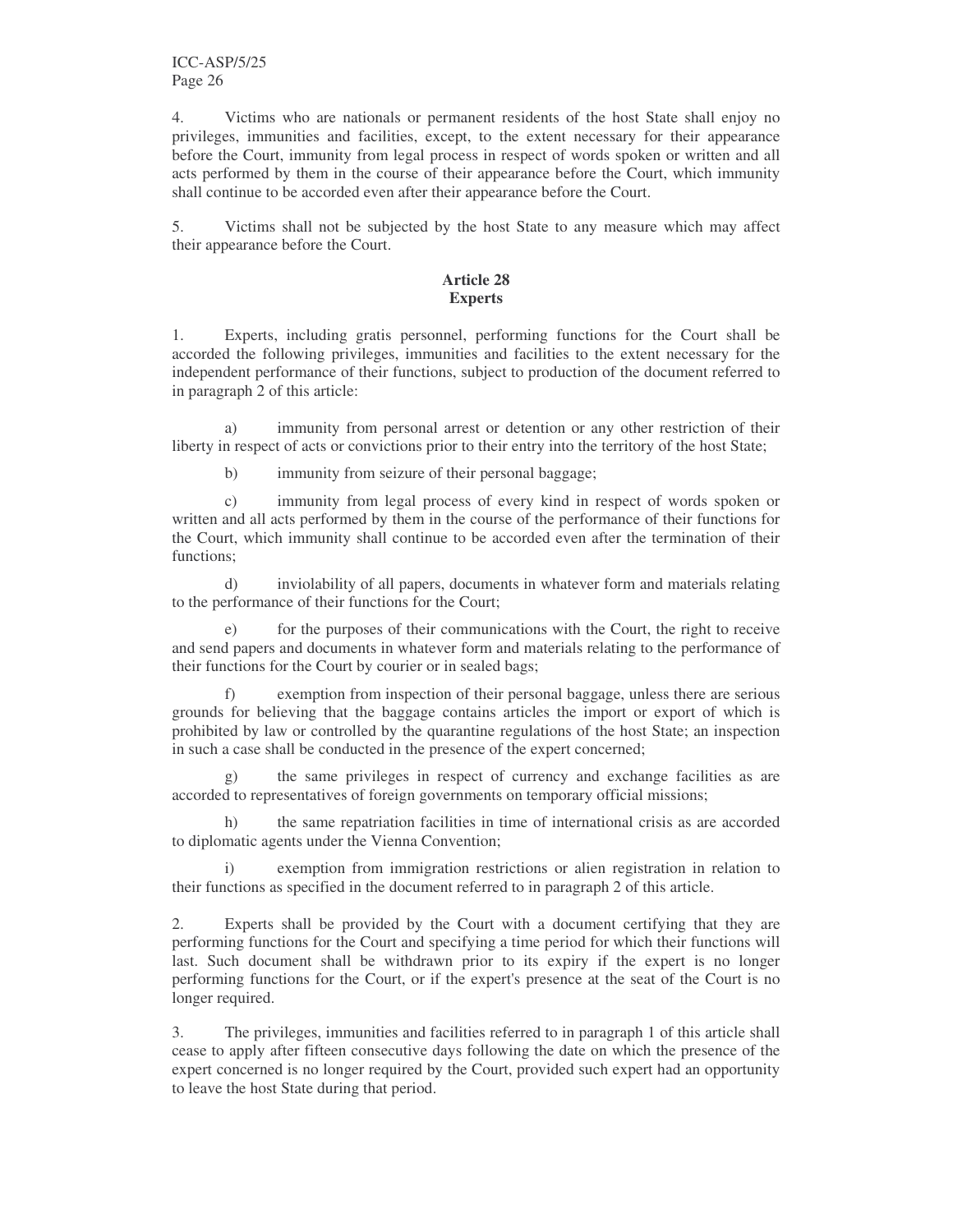4. Victims who are nationals or permanent residents of the host State shall enjoy no privileges, immunities and facilities, except, to the extent necessary for their appearance before the Court, immunity from legal process in respect of words spoken or written and all acts performed by them in the course of their appearance before the Court, which immunity shall continue to be accorded even after their appearance before the Court.

5. Victims shall not be subjected by the host State to any measure which may affect their appearance before the Court.

**Article 28**
**Experts**

1. Experts, including gratis personnel, performing functions for the Court shall be accorded the following privileges, immunities and facilities to the extent necessary for the independent performance of their functions, subject to production of the document referred to in paragraph 2 of this article:

a) immunity from personal arrest or detention or any other restriction of their liberty in respect of acts or convictions prior to their entry into the territory of the host State;

b) immunity from seizure of their personal baggage;

c) immunity from legal process of every kind in respect of words spoken or written and all acts performed by them in the course of the performance of their functions for the Court, which immunity shall continue to be accorded even after the termination of their functions;

d) inviolability of all papers, documents in whatever form and materials relating to the performance of their functions for the Court;

e) for the purposes of their communications with the Court, the right to receive and send papers and documents in whatever form and materials relating to the performance of their functions for the Court by courier or in sealed bags;

f) exemption from inspection of their personal baggage, unless there are serious grounds for believing that the baggage contains articles the import or export of which is prohibited by law or controlled by the quarantine regulations of the host State; an inspection in such a case shall be conducted in the presence of the expert concerned;

g) the same privileges in respect of currency and exchange facilities as are accorded to representatives of foreign governments on temporary official missions;

h) the same repatriation facilities in time of international crisis as are accorded to diplomatic agents under the Vienna Convention;

i) exemption from immigration restrictions or alien registration in relation to their functions as specified in the document referred to in paragraph 2 of this article.

2. Experts shall be provided by the Court with a document certifying that they are performing functions for the Court and specifying a time period for which their functions will last. Such document shall be withdrawn prior to its expiry if the expert is no longer performing functions for the Court, or if the expert's presence at the seat of the Court is no longer required.

3. The privileges, immunities and facilities referred to in paragraph 1 of this article shall cease to apply after fifteen consecutive days following the date on which the presence of the expert concerned is no longer required by the Court, provided such expert had an opportunity to leave the host State during that period.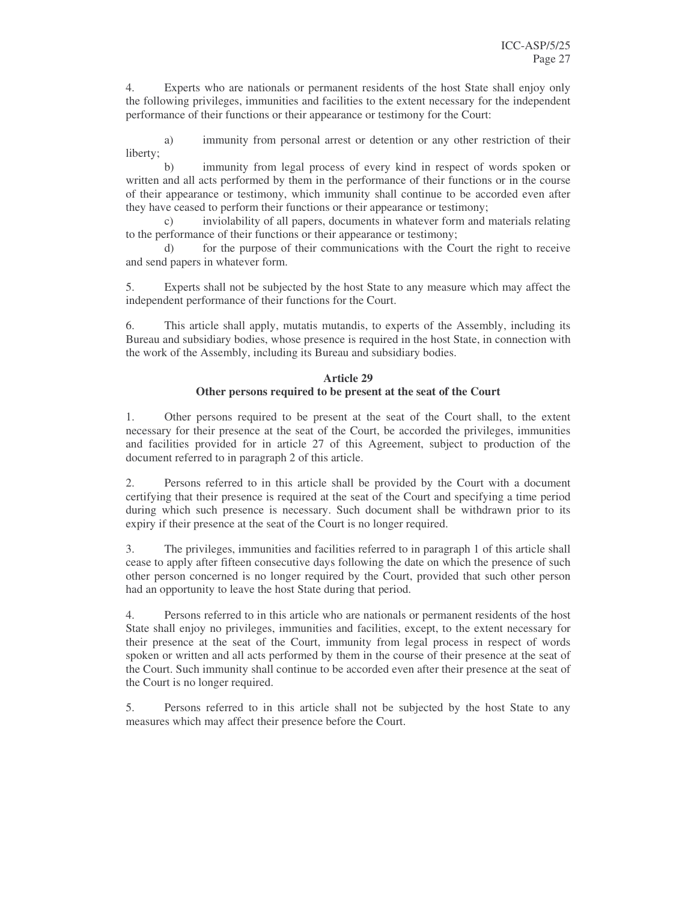4. Experts who are nationals or permanent residents of the host State shall enjoy only the following privileges, immunities and facilities to the extent necessary for the independent performance of their functions or their appearance or testimony for the Court:

a) immunity from personal arrest or detention or any other restriction of their liberty;

b) immunity from legal process of every kind in respect of words spoken or written and all acts performed by them in the performance of their functions or in the course of their appearance or testimony, which immunity shall continue to be accorded even after they have ceased to perform their functions or their appearance or testimony;

c) inviolability of all papers, documents in whatever form and materials relating to the performance of their functions or their appearance or testimony;

d) for the purpose of their communications with the Court the right to receive and send papers in whatever form.

5. Experts shall not be subjected by the host State to any measure which may affect the independent performance of their functions for the Court.

6. This article shall apply, mutatis mutandis, to experts of the Assembly, including its Bureau and subsidiary bodies, whose presence is required in the host State, in connection with the work of the Assembly, including its Bureau and subsidiary bodies.

### Article 29
### Other persons required to be present at the seat of the Court

1. Other persons required to be present at the seat of the Court shall, to the extent necessary for their presence at the seat of the Court, be accorded the privileges, immunities and facilities provided for in article 27 of this Agreement, subject to production of the document referred to in paragraph 2 of this article.

2. Persons referred to in this article shall be provided by the Court with a document certifying that their presence is required at the seat of the Court and specifying a time period during which such presence is necessary. Such document shall be withdrawn prior to its expiry if their presence at the seat of the Court is no longer required.

3. The privileges, immunities and facilities referred to in paragraph 1 of this article shall cease to apply after fifteen consecutive days following the date on which the presence of such other person concerned is no longer required by the Court, provided that such other person had an opportunity to leave the host State during that period.

4. Persons referred to in this article who are nationals or permanent residents of the host State shall enjoy no privileges, immunities and facilities, except, to the extent necessary for their presence at the seat of the Court, immunity from legal process in respect of words spoken or written and all acts performed by them in the course of their presence at the seat of the Court. Such immunity shall continue to be accorded even after their presence at the seat of the Court is no longer required.

5. Persons referred to in this article shall not be subjected by the host State to any measures which may affect their presence before the Court.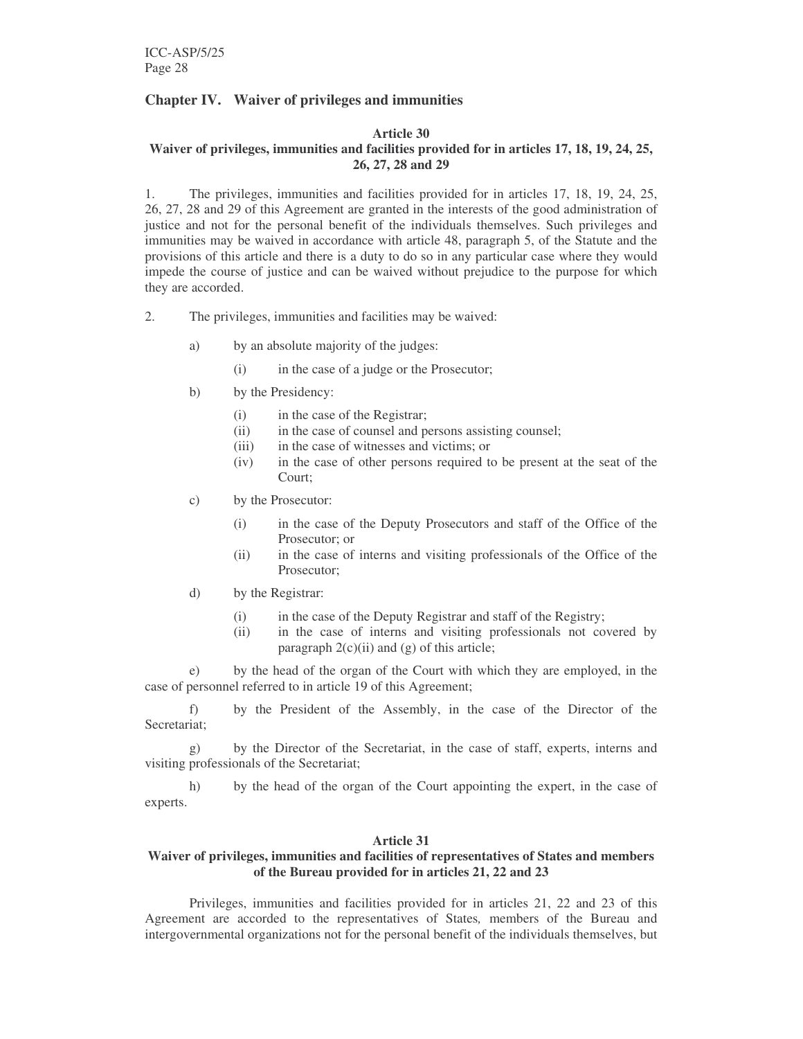## Chapter IV. Waiver of privileges and immunities

### Article 30
### Waiver of privileges, immunities and facilities provided for in articles 17, 18, 19, 24, 25, 26, 27, 28 and 29

1. The privileges, immunities and facilities provided for in articles 17, 18, 19, 24, 25, 26, 27, 28 and 29 of this Agreement are granted in the interests of the good administration of justice and not for the personal benefit of the individuals themselves. Such privileges and immunities may be waived in accordance with article 48, paragraph 5, of the Statute and the provisions of this article and there is a duty to do so in any particular case where they would impede the course of justice and can be waived without prejudice to the purpose for which they are accorded.

2. The privileges, immunities and facilities may be waived:

a) by an absolute majority of the judges:

(i) in the case of a judge or the Prosecutor;

b) by the Presidency:

(i) in the case of the Registrar;
(ii) in the case of counsel and persons assisting counsel;
(iii) in the case of witnesses and victims; or
(iv) in the case of other persons required to be present at the seat of the Court;

c) by the Prosecutor:

(i) in the case of the Deputy Prosecutors and staff of the Office of the Prosecutor; or
(ii) in the case of interns and visiting professionals of the Office of the Prosecutor;

d) by the Registrar:

(i) in the case of the Deputy Registrar and staff of the Registry;
(ii) in the case of interns and visiting professionals not covered by paragraph 2(c)(ii) and (g) of this article;

e) by the head of the organ of the Court with which they are employed, in the case of personnel referred to in article 19 of this Agreement;

f) by the President of the Assembly, in the case of the Director of the Secretariat;

g) by the Director of the Secretariat, in the case of staff, experts, interns and visiting professionals of the Secretariat;

h) by the head of the organ of the Court appointing the expert, in the case of experts.

### Article 31
### Waiver of privileges, immunities and facilities of representatives of States and members of the Bureau provided for in articles 21, 22 and 23

Privileges, immunities and facilities provided for in articles 21, 22 and 23 of this Agreement are accorded to the representatives of States, members of the Bureau and intergovernmental organizations not for the personal benefit of the individuals themselves, but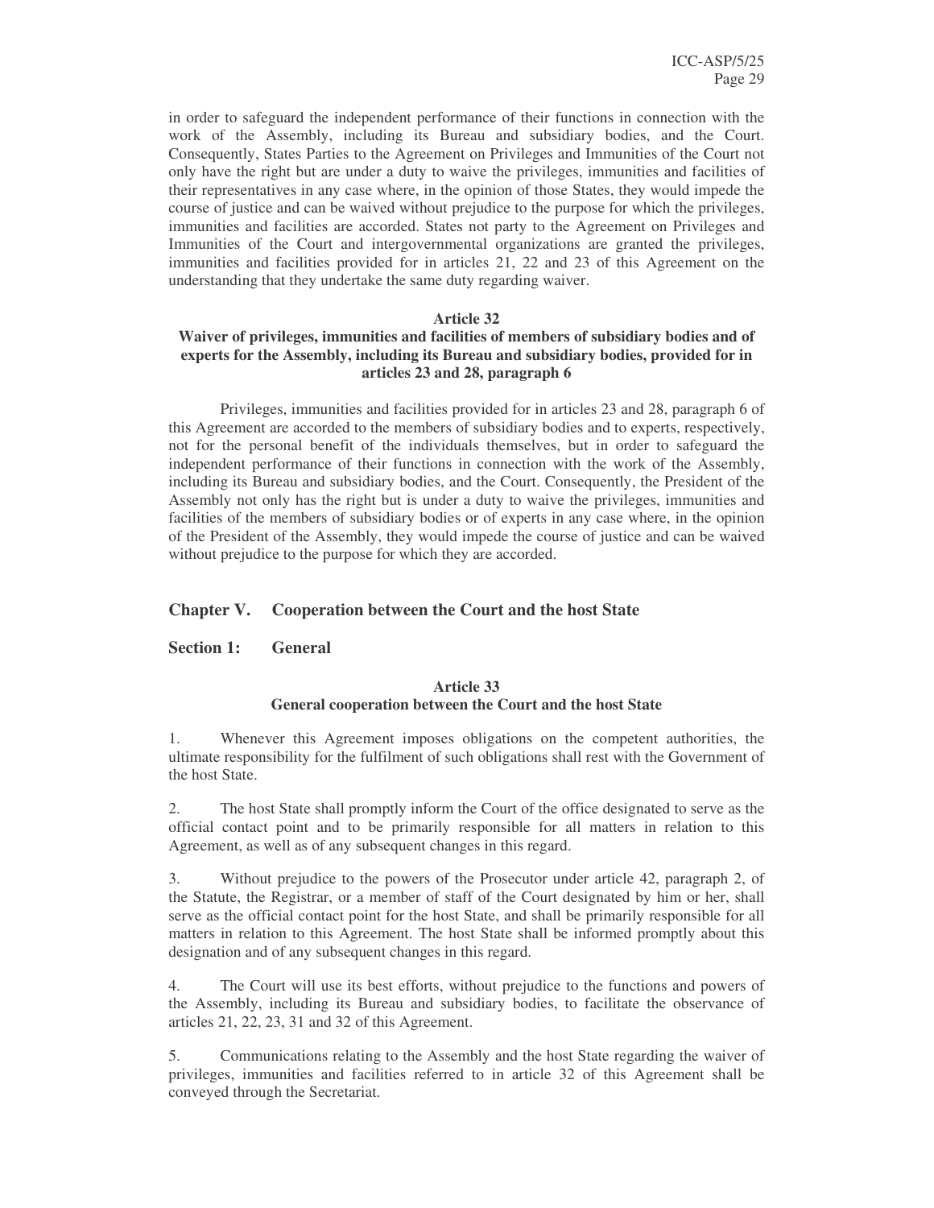in order to safeguard the independent performance of their functions in connection with the work of the Assembly, including its Bureau and subsidiary bodies, and the Court. Consequently, States Parties to the Agreement on Privileges and Immunities of the Court not only have the right but are under a duty to waive the privileges, immunities and facilities of their representatives in any case where, in the opinion of those States, they would impede the course of justice and can be waived without prejudice to the purpose for which the privileges, immunities and facilities are accorded. States not party to the Agreement on Privileges and Immunities of the Court and intergovernmental organizations are granted the privileges, immunities and facilities provided for in articles 21, 22 and 23 of this Agreement on the understanding that they undertake the same duty regarding waiver.

**Article 32**
**Waiver of privileges, immunities and facilities of members of subsidiary bodies and of experts for the Assembly, including its Bureau and subsidiary bodies, provided for in articles 23 and 28, paragraph 6**

Privileges, immunities and facilities provided for in articles 23 and 28, paragraph 6 of this Agreement are accorded to the members of subsidiary bodies and to experts, respectively, not for the personal benefit of the individuals themselves, but in order to safeguard the independent performance of their functions in connection with the work of the Assembly, including its Bureau and subsidiary bodies, and the Court. Consequently, the President of the Assembly not only has the right but is under a duty to waive the privileges, immunities and facilities of the members of subsidiary bodies or of experts in any case where, in the opinion of the President of the Assembly, they would impede the course of justice and can be waived without prejudice to the purpose for which they are accorded.

## Chapter V. Cooperation between the Court and the host State

### Section 1: General

**Article 33**
**General cooperation between the Court and the host State**

1. Whenever this Agreement imposes obligations on the competent authorities, the ultimate responsibility for the fulfilment of such obligations shall rest with the Government of the host State.

2. The host State shall promptly inform the Court of the office designated to serve as the official contact point and to be primarily responsible for all matters in relation to this Agreement, as well as of any subsequent changes in this regard.

3. Without prejudice to the powers of the Prosecutor under article 42, paragraph 2, of the Statute, the Registrar, or a member of staff of the Court designated by him or her, shall serve as the official contact point for the host State, and shall be primarily responsible for all matters in relation to this Agreement. The host State shall be informed promptly about this designation and of any subsequent changes in this regard.

4. The Court will use its best efforts, without prejudice to the functions and powers of the Assembly, including its Bureau and subsidiary bodies, to facilitate the observance of articles 21, 22, 23, 31 and 32 of this Agreement.

5. Communications relating to the Assembly and the host State regarding the waiver of privileges, immunities and facilities referred to in article 32 of this Agreement shall be conveyed through the Secretariat.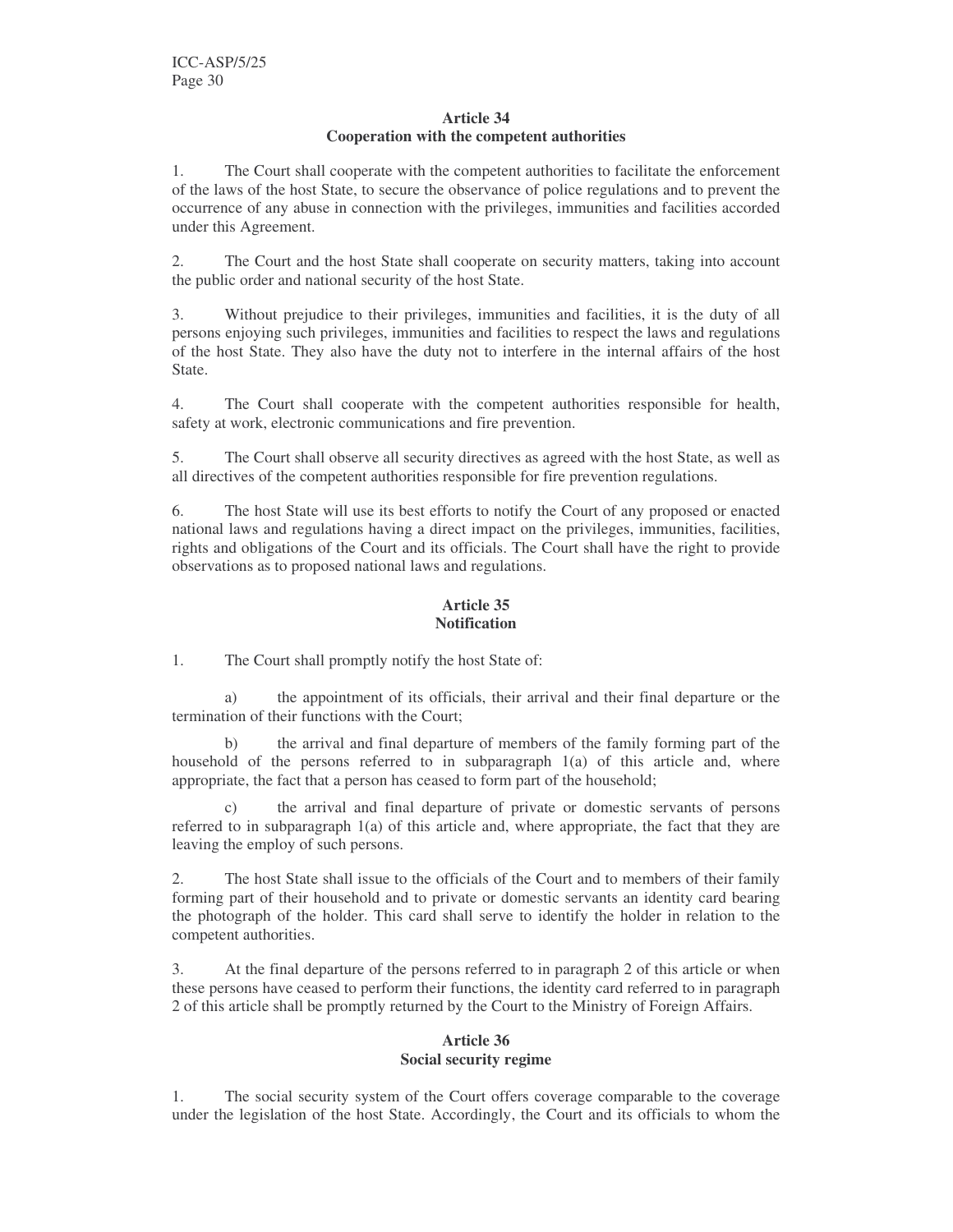**Article 34**
**Cooperation with the competent authorities**

1. The Court shall cooperate with the competent authorities to facilitate the enforcement of the laws of the host State, to secure the observance of police regulations and to prevent the occurrence of any abuse in connection with the privileges, immunities and facilities accorded under this Agreement.

2. The Court and the host State shall cooperate on security matters, taking into account the public order and national security of the host State.

3. Without prejudice to their privileges, immunities and facilities, it is the duty of all persons enjoying such privileges, immunities and facilities to respect the laws and regulations of the host State. They also have the duty not to interfere in the internal affairs of the host State.

4. The Court shall cooperate with the competent authorities responsible for health, safety at work, electronic communications and fire prevention.

5. The Court shall observe all security directives as agreed with the host State, as well as all directives of the competent authorities responsible for fire prevention regulations.

6. The host State will use its best efforts to notify the Court of any proposed or enacted national laws and regulations having a direct impact on the privileges, immunities, facilities, rights and obligations of the Court and its officials. The Court shall have the right to provide observations as to proposed national laws and regulations.

**Article 35**
**Notification**

1. The Court shall promptly notify the host State of:

a) the appointment of its officials, their arrival and their final departure or the termination of their functions with the Court;

b) the arrival and final departure of members of the family forming part of the household of the persons referred to in subparagraph 1(a) of this article and, where appropriate, the fact that a person has ceased to form part of the household;

c) the arrival and final departure of private or domestic servants of persons referred to in subparagraph 1(a) of this article and, where appropriate, the fact that they are leaving the employ of such persons.

2. The host State shall issue to the officials of the Court and to members of their family forming part of their household and to private or domestic servants an identity card bearing the photograph of the holder. This card shall serve to identify the holder in relation to the competent authorities.

3. At the final departure of the persons referred to in paragraph 2 of this article or when these persons have ceased to perform their functions, the identity card referred to in paragraph 2 of this article shall be promptly returned by the Court to the Ministry of Foreign Affairs.

**Article 36**
**Social security regime**

1. The social security system of the Court offers coverage comparable to the coverage under the legislation of the host State. Accordingly, the Court and its officials to whom the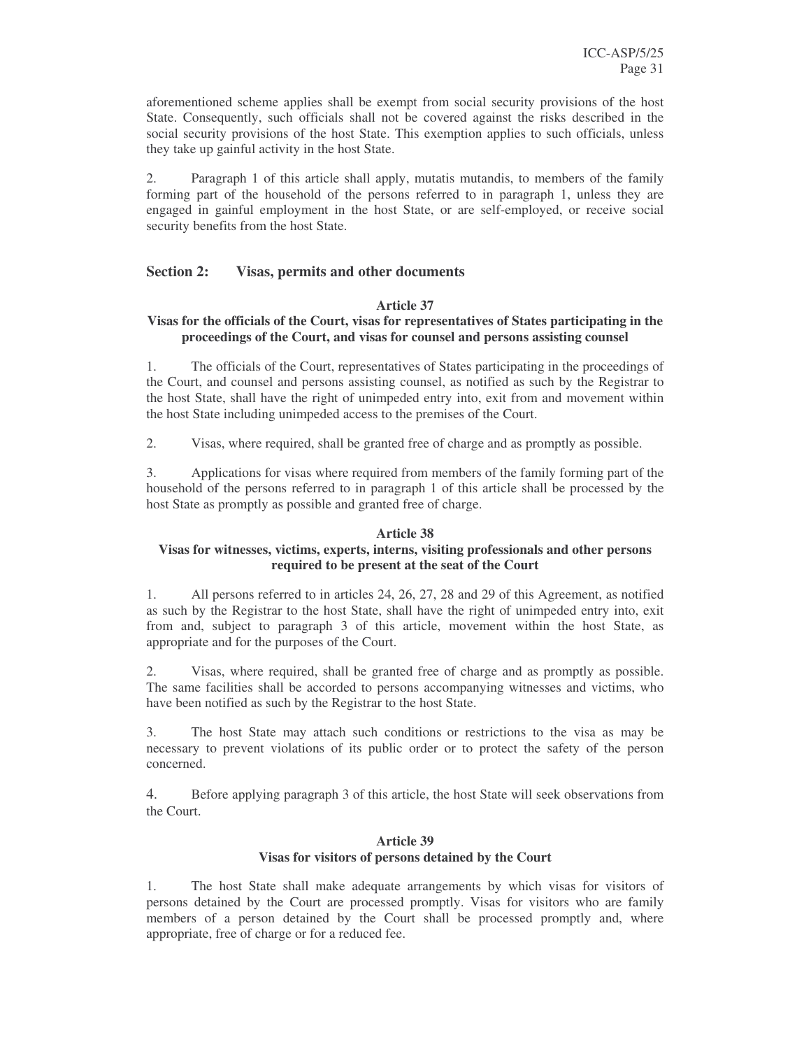aforementioned scheme applies shall be exempt from social security provisions of the host State. Consequently, such officials shall not be covered against the risks described in the social security provisions of the host State. This exemption applies to such officials, unless they take up gainful activity in the host State.

2. Paragraph 1 of this article shall apply, mutatis mutandis, to members of the family forming part of the household of the persons referred to in paragraph 1, unless they are engaged in gainful employment in the host State, or are self-employed, or receive social security benefits from the host State.

## Section 2: Visas, permits and other documents

### Article 37
### Visas for the officials of the Court, visas for representatives of States participating in the proceedings of the Court, and visas for counsel and persons assisting counsel

1. The officials of the Court, representatives of States participating in the proceedings of the Court, and counsel and persons assisting counsel, as notified as such by the Registrar to the host State, shall have the right of unimpeded entry into, exit from and movement within the host State including unimpeded access to the premises of the Court.

2. Visas, where required, shall be granted free of charge and as promptly as possible.

3. Applications for visas where required from members of the family forming part of the household of the persons referred to in paragraph 1 of this article shall be processed by the host State as promptly as possible and granted free of charge.

### Article 38
### Visas for witnesses, victims, experts, interns, visiting professionals and other persons required to be present at the seat of the Court

1. All persons referred to in articles 24, 26, 27, 28 and 29 of this Agreement, as notified as such by the Registrar to the host State, shall have the right of unimpeded entry into, exit from and, subject to paragraph 3 of this article, movement within the host State, as appropriate and for the purposes of the Court.

2. Visas, where required, shall be granted free of charge and as promptly as possible. The same facilities shall be accorded to persons accompanying witnesses and victims, who have been notified as such by the Registrar to the host State.

3. The host State may attach such conditions or restrictions to the visa as may be necessary to prevent violations of its public order or to protect the safety of the person concerned.

4. Before applying paragraph 3 of this article, the host State will seek observations from the Court.

### Article 39
### Visas for visitors of persons detained by the Court

1. The host State shall make adequate arrangements by which visas for visitors of persons detained by the Court are processed promptly. Visas for visitors who are family members of a person detained by the Court shall be processed promptly and, where appropriate, free of charge or for a reduced fee.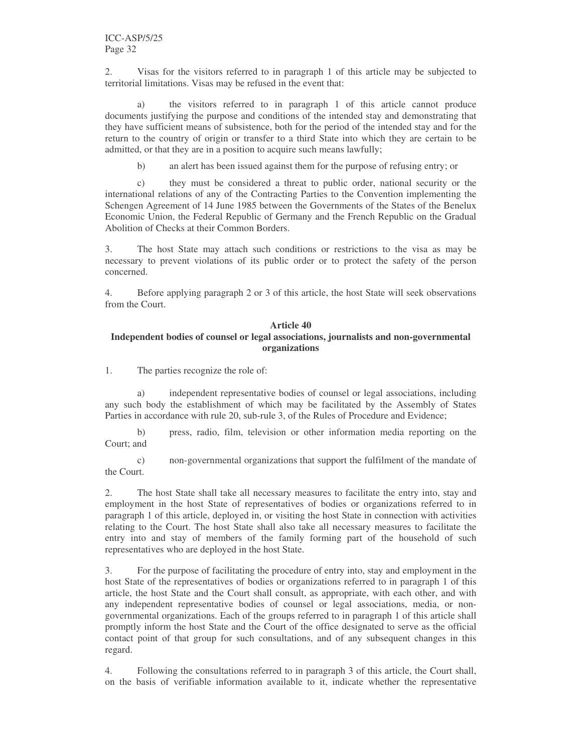2. Visas for the visitors referred to in paragraph 1 of this article may be subjected to territorial limitations. Visas may be refused in the event that:

a) the visitors referred to in paragraph 1 of this article cannot produce documents justifying the purpose and conditions of the intended stay and demonstrating that they have sufficient means of subsistence, both for the period of the intended stay and for the return to the country of origin or transfer to a third State into which they are certain to be admitted, or that they are in a position to acquire such means lawfully;

b) an alert has been issued against them for the purpose of refusing entry; or

c) they must be considered a threat to public order, national security or the international relations of any of the Contracting Parties to the Convention implementing the Schengen Agreement of 14 June 1985 between the Governments of the States of the Benelux Economic Union, the Federal Republic of Germany and the French Republic on the Gradual Abolition of Checks at their Common Borders.

3. The host State may attach such conditions or restrictions to the visa as may be necessary to prevent violations of its public order or to protect the safety of the person concerned.

4. Before applying paragraph 2 or 3 of this article, the host State will seek observations from the Court.

### Article 40
### Independent bodies of counsel or legal associations, journalists and non-governmental organizations

1. The parties recognize the role of:

a) independent representative bodies of counsel or legal associations, including any such body the establishment of which may be facilitated by the Assembly of States Parties in accordance with rule 20, sub-rule 3, of the Rules of Procedure and Evidence;

b) press, radio, film, television or other information media reporting on the Court; and

c) non-governmental organizations that support the fulfilment of the mandate of the Court.

2. The host State shall take all necessary measures to facilitate the entry into, stay and employment in the host State of representatives of bodies or organizations referred to in paragraph 1 of this article, deployed in, or visiting the host State in connection with activities relating to the Court. The host State shall also take all necessary measures to facilitate the entry into and stay of members of the family forming part of the household of such representatives who are deployed in the host State.

3. For the purpose of facilitating the procedure of entry into, stay and employment in the host State of the representatives of bodies or organizations referred to in paragraph 1 of this article, the host State and the Court shall consult, as appropriate, with each other, and with any independent representative bodies of counsel or legal associations, media, or non-governmental organizations. Each of the groups referred to in paragraph 1 of this article shall promptly inform the host State and the Court of the office designated to serve as the official contact point of that group for such consultations, and of any subsequent changes in this regard.

4. Following the consultations referred to in paragraph 3 of this article, the Court shall, on the basis of verifiable information available to it, indicate whether the representative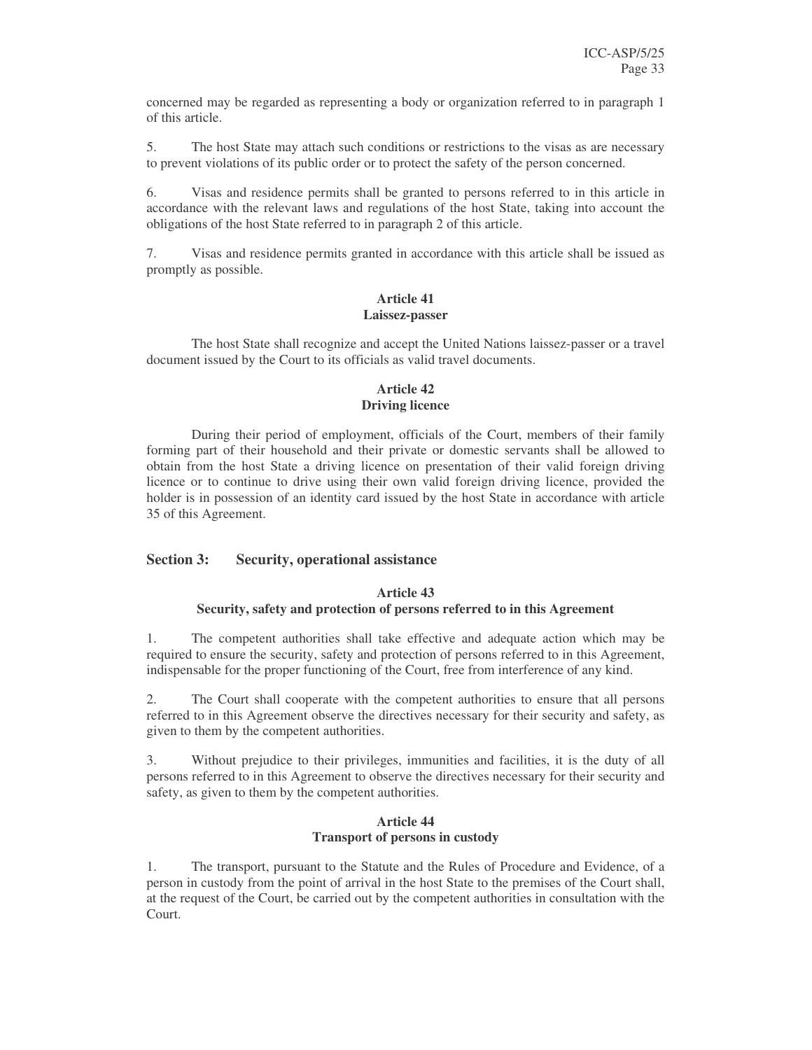concerned may be regarded as representing a body or organization referred to in paragraph 1 of this article.

5. The host State may attach such conditions or restrictions to the visas as are necessary to prevent violations of its public order or to protect the safety of the person concerned.

6. Visas and residence permits shall be granted to persons referred to in this article in accordance with the relevant laws and regulations of the host State, taking into account the obligations of the host State referred to in paragraph 2 of this article.

7. Visas and residence permits granted in accordance with this article shall be issued as promptly as possible.

**Article 41**
**Laissez-passer**

The host State shall recognize and accept the United Nations laissez-passer or a travel document issued by the Court to its officials as valid travel documents.

**Article 42**
**Driving licence**

During their period of employment, officials of the Court, members of their family forming part of their household and their private or domestic servants shall be allowed to obtain from the host State a driving licence on presentation of their valid foreign driving licence or to continue to drive using their own valid foreign driving licence, provided the holder is in possession of an identity card issued by the host State in accordance with article 35 of this Agreement.

## Section 3: Security, operational assistance

**Article 43**
**Security, safety and protection of persons referred to in this Agreement**

1. The competent authorities shall take effective and adequate action which may be required to ensure the security, safety and protection of persons referred to in this Agreement, indispensable for the proper functioning of the Court, free from interference of any kind.

2. The Court shall cooperate with the competent authorities to ensure that all persons referred to in this Agreement observe the directives necessary for their security and safety, as given to them by the competent authorities.

3. Without prejudice to their privileges, immunities and facilities, it is the duty of all persons referred to in this Agreement to observe the directives necessary for their security and safety, as given to them by the competent authorities.

**Article 44**
**Transport of persons in custody**

1. The transport, pursuant to the Statute and the Rules of Procedure and Evidence, of a person in custody from the point of arrival in the host State to the premises of the Court shall, at the request of the Court, be carried out by the competent authorities in consultation with the Court.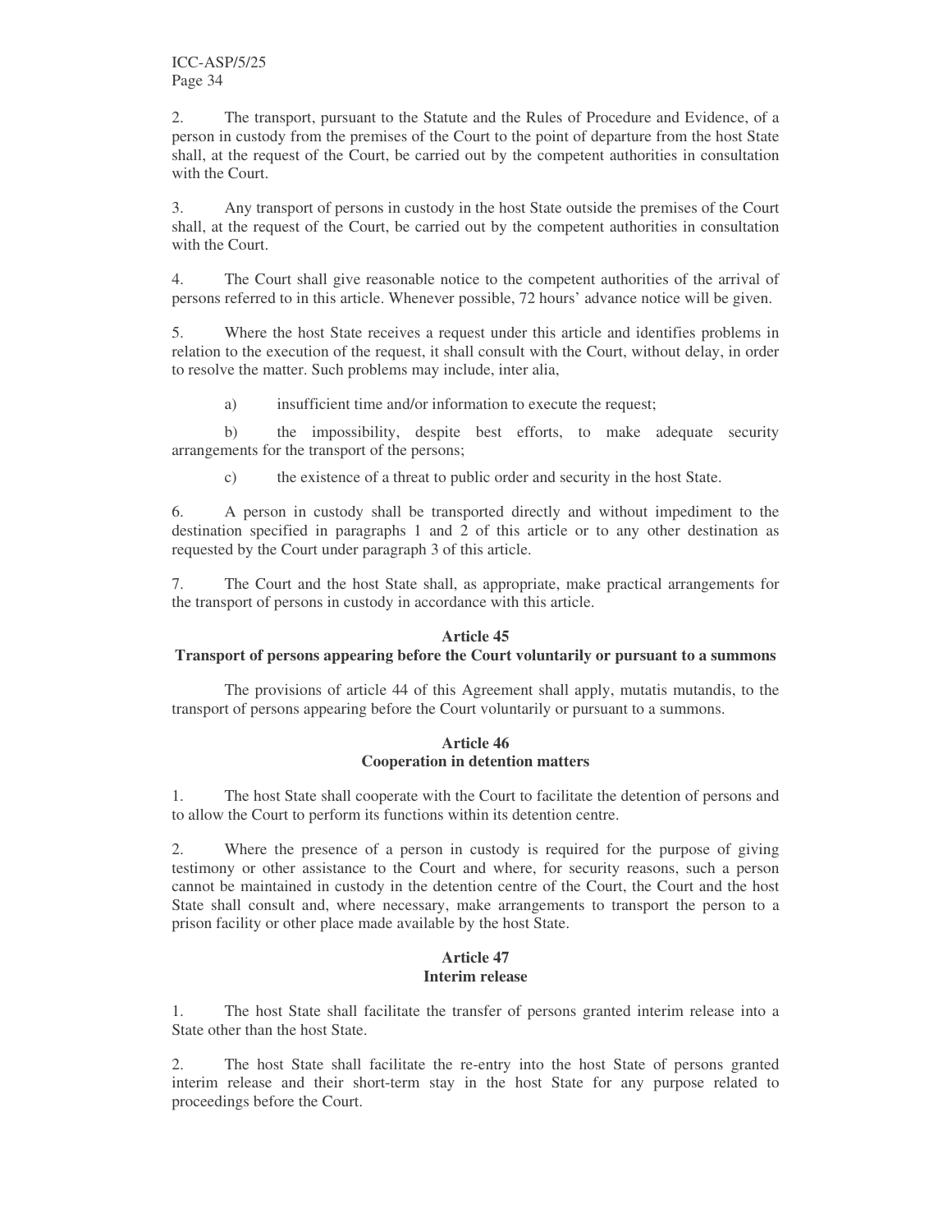2. The transport, pursuant to the Statute and the Rules of Procedure and Evidence, of a person in custody from the premises of the Court to the point of departure from the host State shall, at the request of the Court, be carried out by the competent authorities in consultation with the Court.

3. Any transport of persons in custody in the host State outside the premises of the Court shall, at the request of the Court, be carried out by the competent authorities in consultation with the Court.

4. The Court shall give reasonable notice to the competent authorities of the arrival of persons referred to in this article. Whenever possible, 72 hours' advance notice will be given.

5. Where the host State receives a request under this article and identifies problems in relation to the execution of the request, it shall consult with the Court, without delay, in order to resolve the matter. Such problems may include, inter alia,

a) insufficient time and/or information to execute the request;

b) the impossibility, despite best efforts, to make adequate security arrangements for the transport of the persons;

c) the existence of a threat to public order and security in the host State.

6. A person in custody shall be transported directly and without impediment to the destination specified in paragraphs 1 and 2 of this article or to any other destination as requested by the Court under paragraph 3 of this article.

7. The Court and the host State shall, as appropriate, make practical arrangements for the transport of persons in custody in accordance with this article.

**Article 45**
**Transport of persons appearing before the Court voluntarily or pursuant to a summons**

The provisions of article 44 of this Agreement shall apply, mutatis mutandis, to the transport of persons appearing before the Court voluntarily or pursuant to a summons.

**Article 46**
**Cooperation in detention matters**

1. The host State shall cooperate with the Court to facilitate the detention of persons and to allow the Court to perform its functions within its detention centre.

2. Where the presence of a person in custody is required for the purpose of giving testimony or other assistance to the Court and where, for security reasons, such a person cannot be maintained in custody in the detention centre of the Court, the Court and the host State shall consult and, where necessary, make arrangements to transport the person to a prison facility or other place made available by the host State.

**Article 47**
**Interim release**

1. The host State shall facilitate the transfer of persons granted interim release into a State other than the host State.

2. The host State shall facilitate the re-entry into the host State of persons granted interim release and their short-term stay in the host State for any purpose related to proceedings before the Court.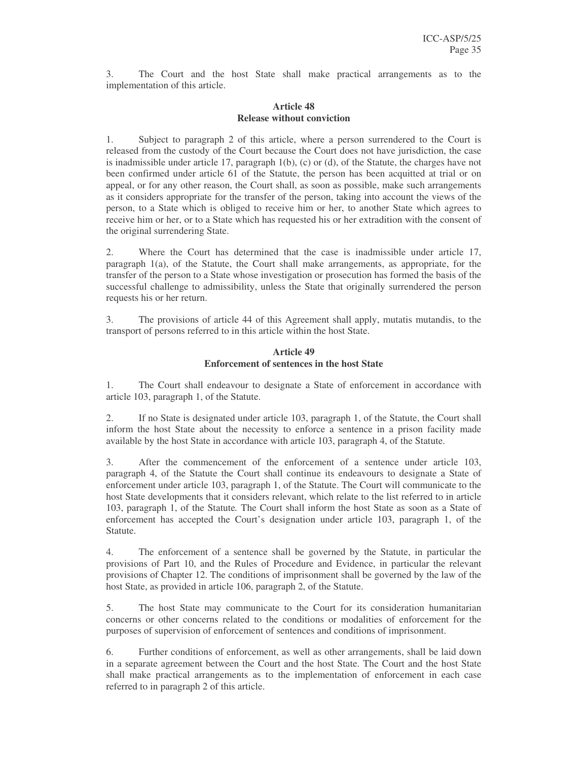3. The Court and the host State shall make practical arrangements as to the implementation of this article.

### Article 48
### Release without conviction

1. Subject to paragraph 2 of this article, where a person surrendered to the Court is released from the custody of the Court because the Court does not have jurisdiction, the case is inadmissible under article 17, paragraph 1(b), (c) or (d), of the Statute, the charges have not been confirmed under article 61 of the Statute, the person has been acquitted at trial or on appeal, or for any other reason, the Court shall, as soon as possible, make such arrangements as it considers appropriate for the transfer of the person, taking into account the views of the person, to a State which is obliged to receive him or her, to another State which agrees to receive him or her, or to a State which has requested his or her extradition with the consent of the original surrendering State.

2. Where the Court has determined that the case is inadmissible under article 17, paragraph 1(a), of the Statute, the Court shall make arrangements, as appropriate, for the transfer of the person to a State whose investigation or prosecution has formed the basis of the successful challenge to admissibility, unless the State that originally surrendered the person requests his or her return.

3. The provisions of article 44 of this Agreement shall apply, mutatis mutandis, to the transport of persons referred to in this article within the host State.

### Article 49
### Enforcement of sentences in the host State

1. The Court shall endeavour to designate a State of enforcement in accordance with article 103, paragraph 1, of the Statute.

2. If no State is designated under article 103, paragraph 1, of the Statute, the Court shall inform the host State about the necessity to enforce a sentence in a prison facility made available by the host State in accordance with article 103, paragraph 4, of the Statute.

3. After the commencement of the enforcement of a sentence under article 103, paragraph 4, of the Statute the Court shall continue its endeavours to designate a State of enforcement under article 103, paragraph 1, of the Statute. The Court will communicate to the host State developments that it considers relevant, which relate to the list referred to in article 103, paragraph 1, of the Statute. The Court shall inform the host State as soon as a State of enforcement has accepted the Court's designation under article 103, paragraph 1, of the Statute.

4. The enforcement of a sentence shall be governed by the Statute, in particular the provisions of Part 10, and the Rules of Procedure and Evidence, in particular the relevant provisions of Chapter 12. The conditions of imprisonment shall be governed by the law of the host State, as provided in article 106, paragraph 2, of the Statute.

5. The host State may communicate to the Court for its consideration humanitarian concerns or other concerns related to the conditions or modalities of enforcement for the purposes of supervision of enforcement of sentences and conditions of imprisonment.

6. Further conditions of enforcement, as well as other arrangements, shall be laid down in a separate agreement between the Court and the host State. The Court and the host State shall make practical arrangements as to the implementation of enforcement in each case referred to in paragraph 2 of this article.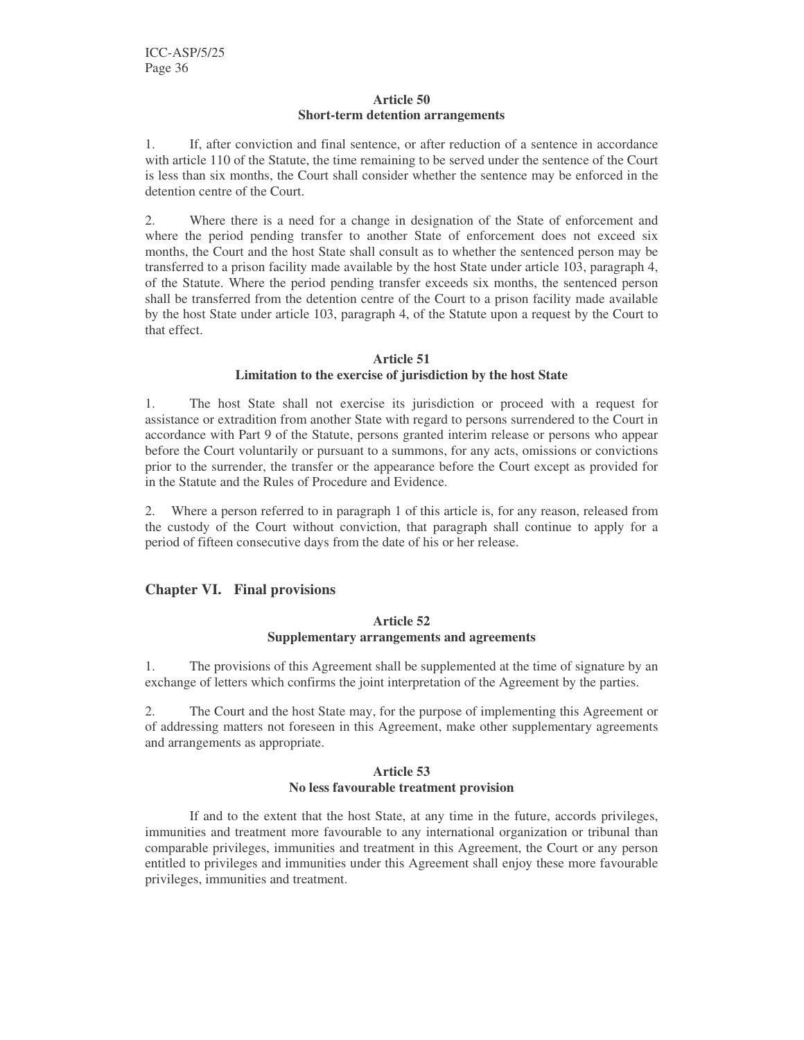### Article 50
### Short-term detention arrangements

1. If, after conviction and final sentence, or after reduction of a sentence in accordance with article 110 of the Statute, the time remaining to be served under the sentence of the Court is less than six months, the Court shall consider whether the sentence may be enforced in the detention centre of the Court.

2. Where there is a need for a change in designation of the State of enforcement and where the period pending transfer to another State of enforcement does not exceed six months, the Court and the host State shall consult as to whether the sentenced person may be transferred to a prison facility made available by the host State under article 103, paragraph 4, of the Statute. Where the period pending transfer exceeds six months, the sentenced person shall be transferred from the detention centre of the Court to a prison facility made available by the host State under article 103, paragraph 4, of the Statute upon a request by the Court to that effect.

### Article 51
### Limitation to the exercise of jurisdiction by the host State

1. The host State shall not exercise its jurisdiction or proceed with a request for assistance or extradition from another State with regard to persons surrendered to the Court in accordance with Part 9 of the Statute, persons granted interim release or persons who appear before the Court voluntarily or pursuant to a summons, for any acts, omissions or convictions prior to the surrender, the transfer or the appearance before the Court except as provided for in the Statute and the Rules of Procedure and Evidence.

2. Where a person referred to in paragraph 1 of this article is, for any reason, released from the custody of the Court without conviction, that paragraph shall continue to apply for a period of fifteen consecutive days from the date of his or her release.

## Chapter VI. Final provisions

### Article 52
### Supplementary arrangements and agreements

1. The provisions of this Agreement shall be supplemented at the time of signature by an exchange of letters which confirms the joint interpretation of the Agreement by the parties.

2. The Court and the host State may, for the purpose of implementing this Agreement or of addressing matters not foreseen in this Agreement, make other supplementary agreements and arrangements as appropriate.

### Article 53
### No less favourable treatment provision

If and to the extent that the host State, at any time in the future, accords privileges, immunities and treatment more favourable to any international organization or tribunal than comparable privileges, immunities and treatment in this Agreement, the Court or any person entitled to privileges and immunities under this Agreement shall enjoy these more favourable privileges, immunities and treatment.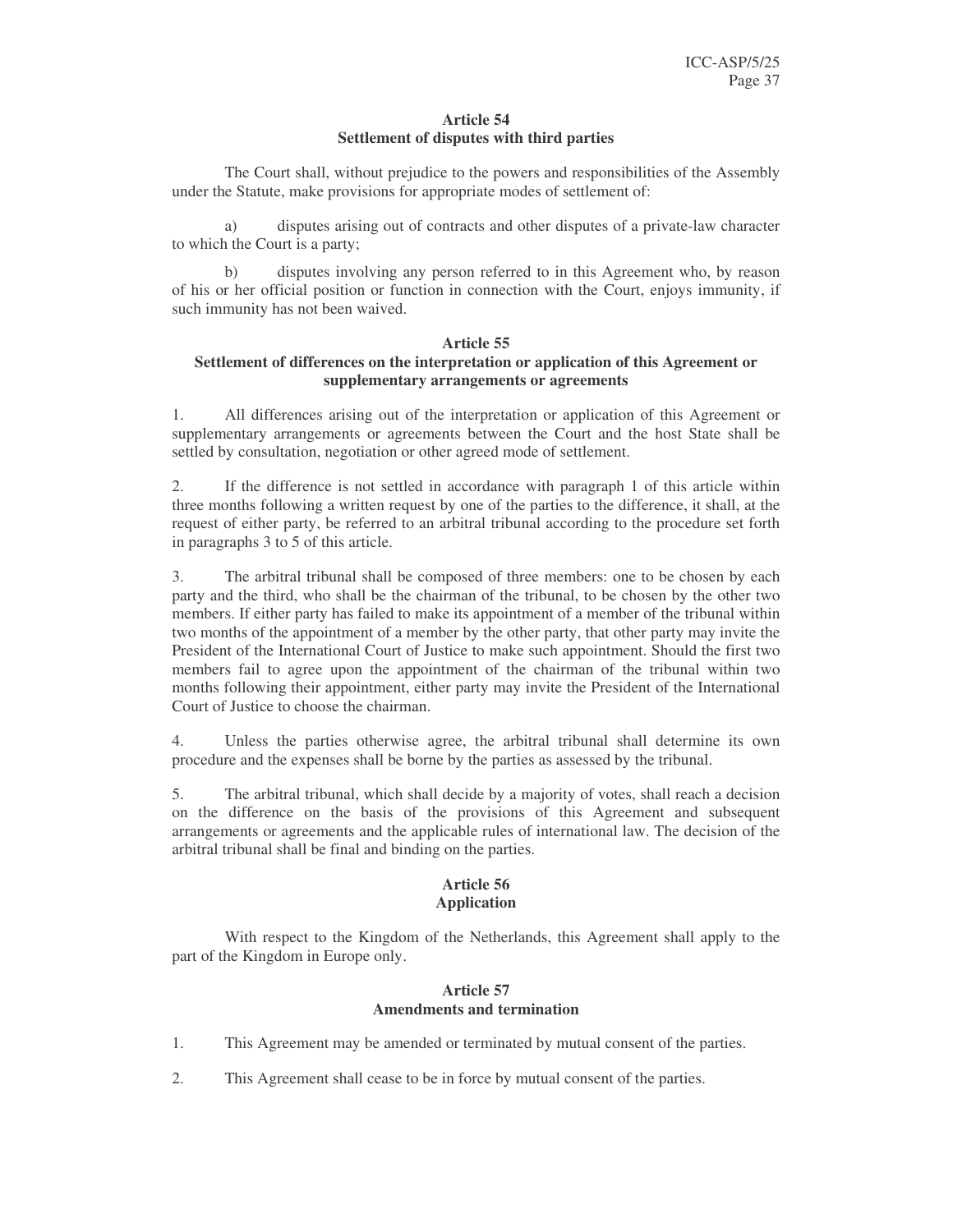### Article 54
### Settlement of disputes with third parties

The Court shall, without prejudice to the powers and responsibilities of the Assembly under the Statute, make provisions for appropriate modes of settlement of:

a) disputes arising out of contracts and other disputes of a private-law character to which the Court is a party;

b) disputes involving any person referred to in this Agreement who, by reason of his or her official position or function in connection with the Court, enjoys immunity, if such immunity has not been waived.

### Article 55
### Settlement of differences on the interpretation or application of this Agreement or supplementary arrangements or agreements

1. All differences arising out of the interpretation or application of this Agreement or supplementary arrangements or agreements between the Court and the host State shall be settled by consultation, negotiation or other agreed mode of settlement.

2. If the difference is not settled in accordance with paragraph 1 of this article within three months following a written request by one of the parties to the difference, it shall, at the request of either party, be referred to an arbitral tribunal according to the procedure set forth in paragraphs 3 to 5 of this article.

3. The arbitral tribunal shall be composed of three members: one to be chosen by each party and the third, who shall be the chairman of the tribunal, to be chosen by the other two members. If either party has failed to make its appointment of a member of the tribunal within two months of the appointment of a member by the other party, that other party may invite the President of the International Court of Justice to make such appointment. Should the first two members fail to agree upon the appointment of the chairman of the tribunal within two months following their appointment, either party may invite the President of the International Court of Justice to choose the chairman.

4. Unless the parties otherwise agree, the arbitral tribunal shall determine its own procedure and the expenses shall be borne by the parties as assessed by the tribunal.

5. The arbitral tribunal, which shall decide by a majority of votes, shall reach a decision on the difference on the basis of the provisions of this Agreement and subsequent arrangements or agreements and the applicable rules of international law. The decision of the arbitral tribunal shall be final and binding on the parties.

### Article 56
### Application

With respect to the Kingdom of the Netherlands, this Agreement shall apply to the part of the Kingdom in Europe only.

### Article 57
### Amendments and termination

1. This Agreement may be amended or terminated by mutual consent of the parties.

2. This Agreement shall cease to be in force by mutual consent of the parties.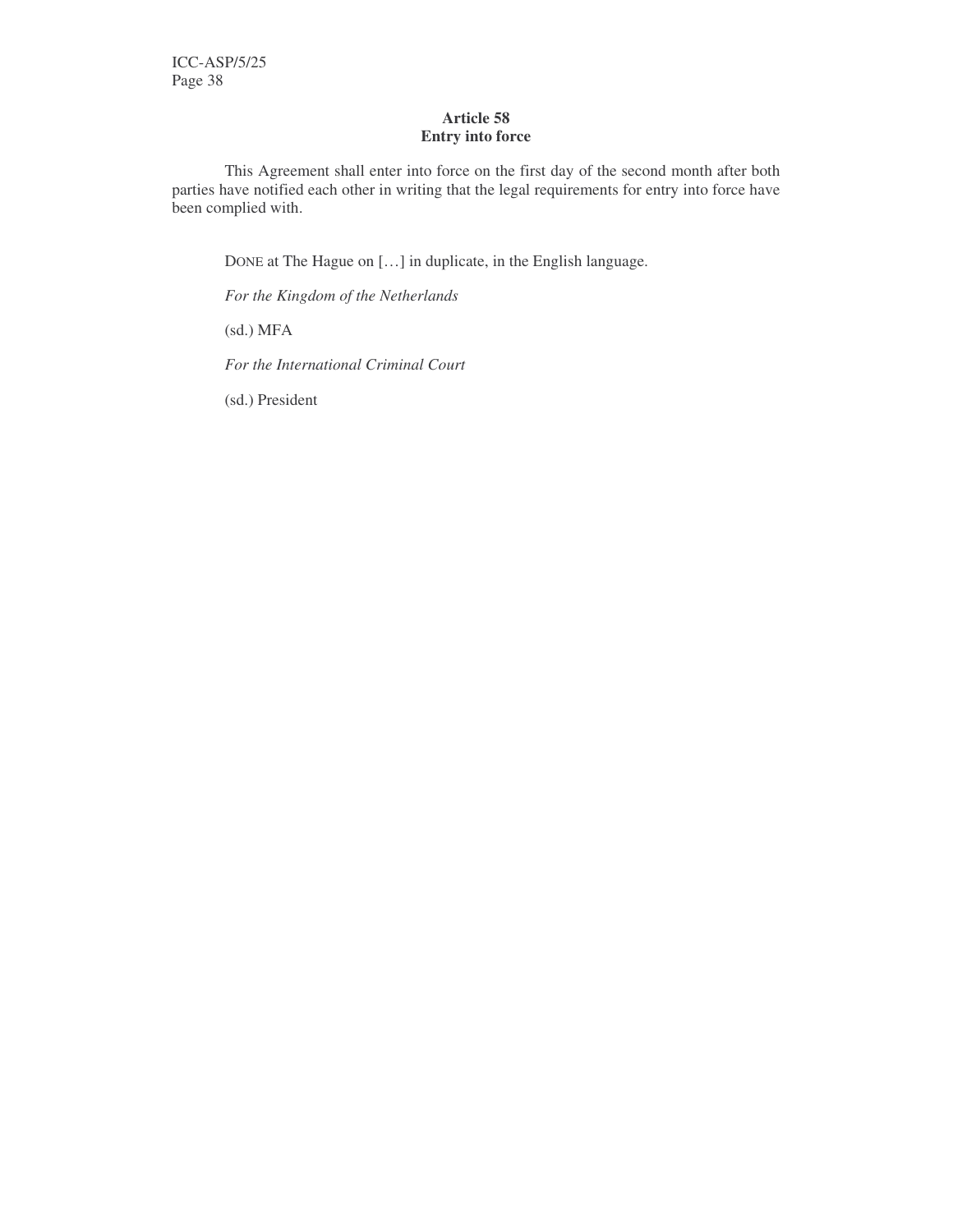**Article 58**
**Entry into force**

This Agreement shall enter into force on the first day of the second month after both parties have notified each other in writing that the legal requirements for entry into force have been complied with.

DONE at The Hague on […] in duplicate, in the English language.

*For the Kingdom of the Netherlands*

(sd.) MFA

*For the International Criminal Court*

(sd.) President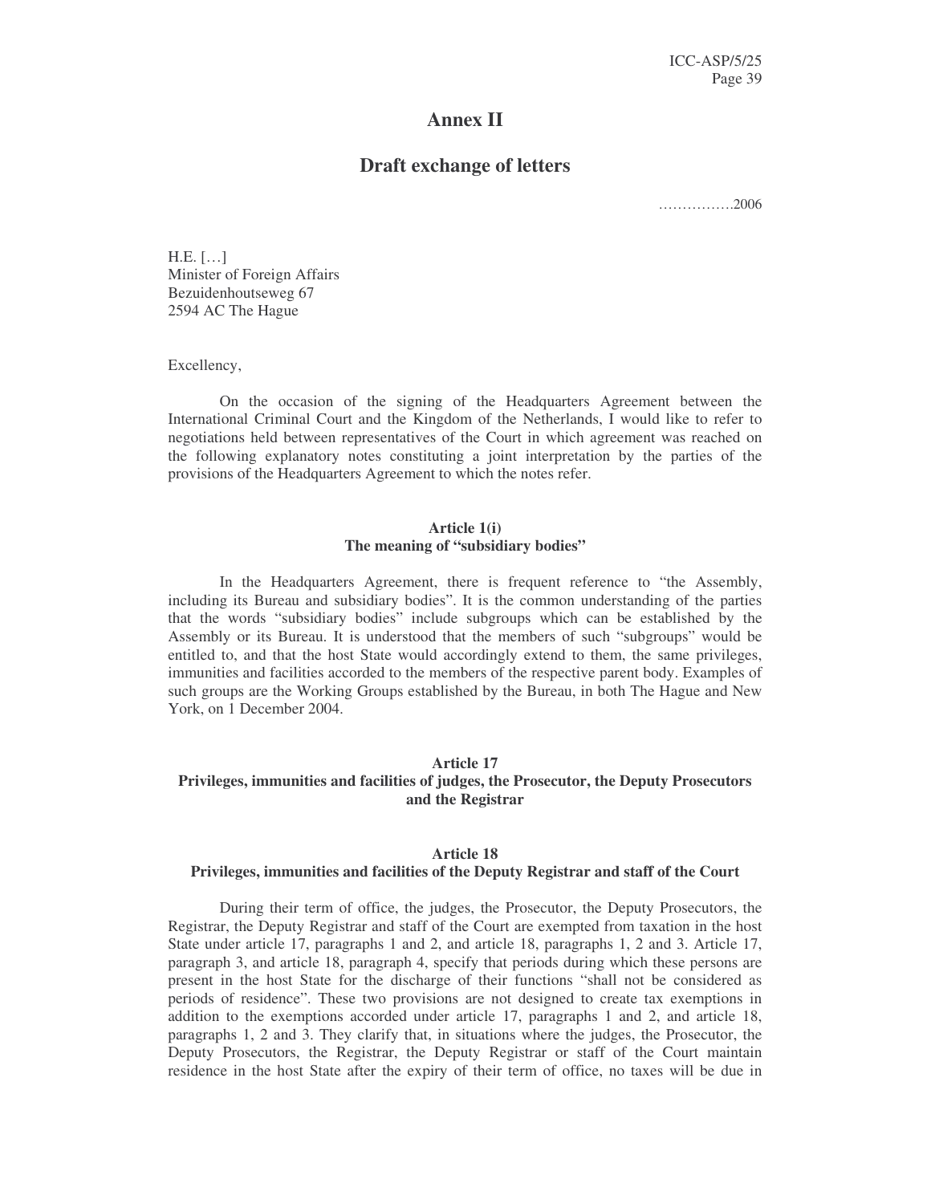# Annex II

## Draft exchange of letters

…………….2006

H.E. […]
Minister of Foreign Affairs
Bezuidenhoutseweg 67
2594 AC The Hague

Excellency,

On the occasion of the signing of the Headquarters Agreement between the International Criminal Court and the Kingdom of the Netherlands, I would like to refer to negotiations held between representatives of the Court in which agreement was reached on the following explanatory notes constituting a joint interpretation by the parties of the provisions of the Headquarters Agreement to which the notes refer.

**Article 1(i)**
**The meaning of "subsidiary bodies"**

In the Headquarters Agreement, there is frequent reference to "the Assembly, including its Bureau and subsidiary bodies". It is the common understanding of the parties that the words "subsidiary bodies" include subgroups which can be established by the Assembly or its Bureau. It is understood that the members of such "subgroups" would be entitled to, and that the host State would accordingly extend to them, the same privileges, immunities and facilities accorded to the members of the respective parent body. Examples of such groups are the Working Groups established by the Bureau, in both The Hague and New York, on 1 December 2004.

**Article 17**
**Privileges, immunities and facilities of judges, the Prosecutor, the Deputy Prosecutors and the Registrar**

**Article 18**
**Privileges, immunities and facilities of the Deputy Registrar and staff of the Court**

During their term of office, the judges, the Prosecutor, the Deputy Prosecutors, the Registrar, the Deputy Registrar and staff of the Court are exempted from taxation in the host State under article 17, paragraphs 1 and 2, and article 18, paragraphs 1, 2 and 3. Article 17, paragraph 3, and article 18, paragraph 4, specify that periods during which these persons are present in the host State for the discharge of their functions "shall not be considered as periods of residence". These two provisions are not designed to create tax exemptions in addition to the exemptions accorded under article 17, paragraphs 1 and 2, and article 18, paragraphs 1, 2 and 3. They clarify that, in situations where the judges, the Prosecutor, the Deputy Prosecutors, the Registrar, the Deputy Registrar or staff of the Court maintain residence in the host State after the expiry of their term of office, no taxes will be due in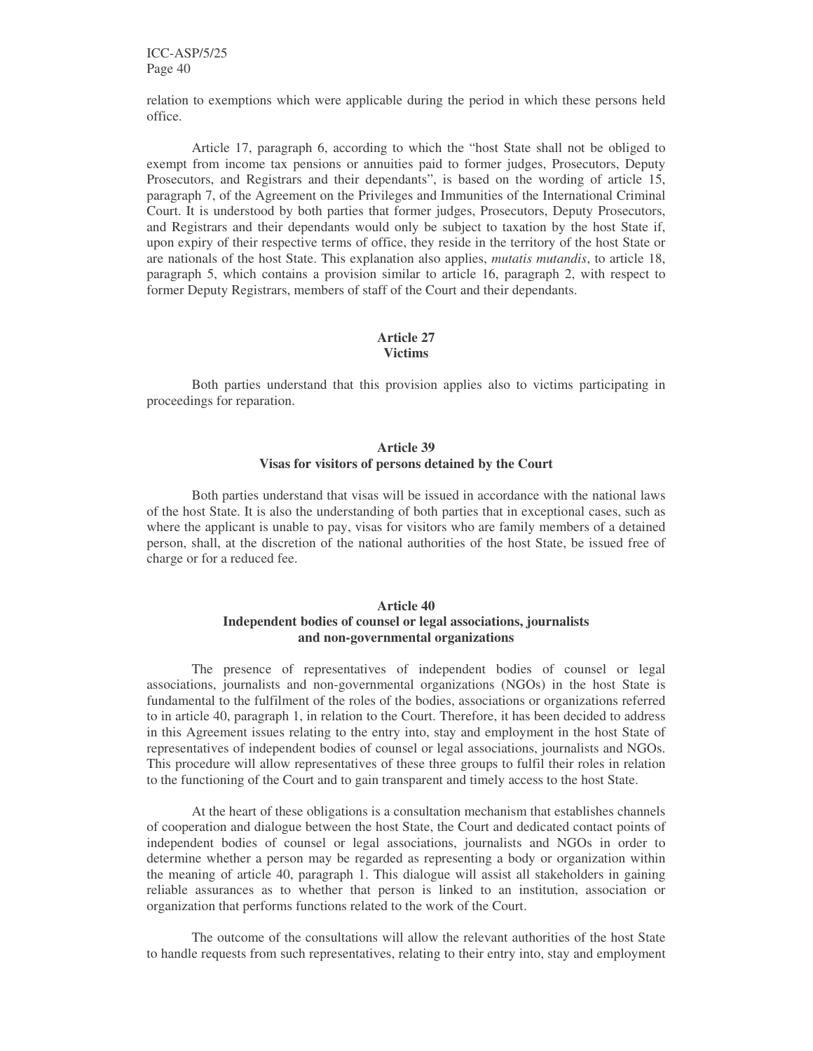relation to exemptions which were applicable during the period in which these persons held office.

Article 17, paragraph 6, according to which the "host State shall not be obliged to exempt from income tax pensions or annuities paid to former judges, Prosecutors, Deputy Prosecutors, and Registrars and their dependants", is based on the wording of article 15, paragraph 7, of the Agreement on the Privileges and Immunities of the International Criminal Court. It is understood by both parties that former judges, Prosecutors, Deputy Prosecutors, and Registrars and their dependants would only be subject to taxation by the host State if, upon expiry of their respective terms of office, they reside in the territory of the host State or are nationals of the host State. This explanation also applies, *mutatis mutandis*, to article 18, paragraph 5, which contains a provision similar to article 16, paragraph 2, with respect to former Deputy Registrars, members of staff of the Court and their dependants.

### Article 27
### Victims

Both parties understand that this provision applies also to victims participating in proceedings for reparation.

### Article 39
### Visas for visitors of persons detained by the Court

Both parties understand that visas will be issued in accordance with the national laws of the host State. It is also the understanding of both parties that in exceptional cases, such as where the applicant is unable to pay, visas for visitors who are family members of a detained person, shall, at the discretion of the national authorities of the host State, be issued free of charge or for a reduced fee.

### Article 40
### Independent bodies of counsel or legal associations, journalists and non-governmental organizations

The presence of representatives of independent bodies of counsel or legal associations, journalists and non-governmental organizations (NGOs) in the host State is fundamental to the fulfilment of the roles of the bodies, associations or organizations referred to in article 40, paragraph 1, in relation to the Court. Therefore, it has been decided to address in this Agreement issues relating to the entry into, stay and employment in the host State of representatives of independent bodies of counsel or legal associations, journalists and NGOs. This procedure will allow representatives of these three groups to fulfil their roles in relation to the functioning of the Court and to gain transparent and timely access to the host State.

At the heart of these obligations is a consultation mechanism that establishes channels of cooperation and dialogue between the host State, the Court and dedicated contact points of independent bodies of counsel or legal associations, journalists and NGOs in order to determine whether a person may be regarded as representing a body or organization within the meaning of article 40, paragraph 1. This dialogue will assist all stakeholders in gaining reliable assurances as to whether that person is linked to an institution, association or organization that performs functions related to the work of the Court.

The outcome of the consultations will allow the relevant authorities of the host State to handle requests from such representatives, relating to their entry into, stay and employment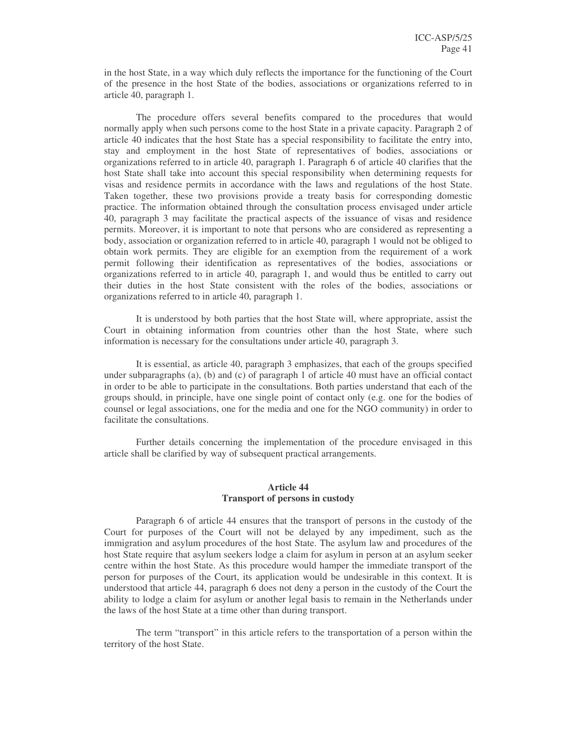in the host State, in a way which duly reflects the importance for the functioning of the Court of the presence in the host State of the bodies, associations or organizations referred to in article 40, paragraph 1.

The procedure offers several benefits compared to the procedures that would normally apply when such persons come to the host State in a private capacity. Paragraph 2 of article 40 indicates that the host State has a special responsibility to facilitate the entry into, stay and employment in the host State of representatives of bodies, associations or organizations referred to in article 40, paragraph 1. Paragraph 6 of article 40 clarifies that the host State shall take into account this special responsibility when determining requests for visas and residence permits in accordance with the laws and regulations of the host State. Taken together, these two provisions provide a treaty basis for corresponding domestic practice. The information obtained through the consultation process envisaged under article 40, paragraph 3 may facilitate the practical aspects of the issuance of visas and residence permits. Moreover, it is important to note that persons who are considered as representing a body, association or organization referred to in article 40, paragraph 1 would not be obliged to obtain work permits. They are eligible for an exemption from the requirement of a work permit following their identification as representatives of the bodies, associations or organizations referred to in article 40, paragraph 1, and would thus be entitled to carry out their duties in the host State consistent with the roles of the bodies, associations or organizations referred to in article 40, paragraph 1.

It is understood by both parties that the host State will, where appropriate, assist the Court in obtaining information from countries other than the host State, where such information is necessary for the consultations under article 40, paragraph 3.

It is essential, as article 40, paragraph 3 emphasizes, that each of the groups specified under subparagraphs (a), (b) and (c) of paragraph 1 of article 40 must have an official contact in order to be able to participate in the consultations. Both parties understand that each of the groups should, in principle, have one single point of contact only (e.g. one for the bodies of counsel or legal associations, one for the media and one for the NGO community) in order to facilitate the consultations.

Further details concerning the implementation of the procedure envisaged in this article shall be clarified by way of subsequent practical arrangements.

## Article 44
## Transport of persons in custody

Paragraph 6 of article 44 ensures that the transport of persons in the custody of the Court for purposes of the Court will not be delayed by any impediment, such as the immigration and asylum procedures of the host State. The asylum law and procedures of the host State require that asylum seekers lodge a claim for asylum in person at an asylum seeker centre within the host State. As this procedure would hamper the immediate transport of the person for purposes of the Court, its application would be undesirable in this context. It is understood that article 44, paragraph 6 does not deny a person in the custody of the Court the ability to lodge a claim for asylum or another legal basis to remain in the Netherlands under the laws of the host State at a time other than during transport.

The term "transport" in this article refers to the transportation of a person within the territory of the host State.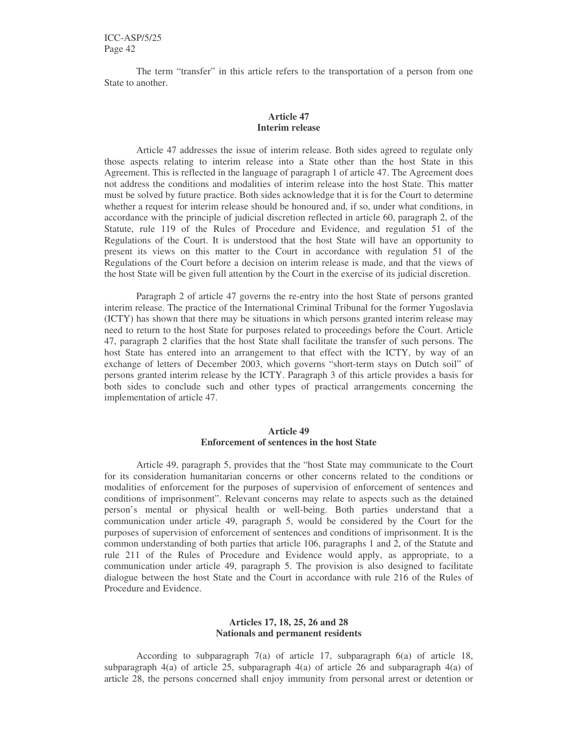The term “transfer” in this article refers to the transportation of a person from one State to another.

### Article 47
### Interim release

Article 47 addresses the issue of interim release. Both sides agreed to regulate only those aspects relating to interim release into a State other than the host State in this Agreement. This is reflected in the language of paragraph 1 of article 47. The Agreement does not address the conditions and modalities of interim release into the host State. This matter must be solved by future practice. Both sides acknowledge that it is for the Court to determine whether a request for interim release should be honoured and, if so, under what conditions, in accordance with the principle of judicial discretion reflected in article 60, paragraph 2, of the Statute, rule 119 of the Rules of Procedure and Evidence, and regulation 51 of the Regulations of the Court. It is understood that the host State will have an opportunity to present its views on this matter to the Court in accordance with regulation 51 of the Regulations of the Court before a decision on interim release is made, and that the views of the host State will be given full attention by the Court in the exercise of its judicial discretion.

Paragraph 2 of article 47 governs the re-entry into the host State of persons granted interim release. The practice of the International Criminal Tribunal for the former Yugoslavia (ICTY) has shown that there may be situations in which persons granted interim release may need to return to the host State for purposes related to proceedings before the Court. Article 47, paragraph 2 clarifies that the host State shall facilitate the transfer of such persons. The host State has entered into an arrangement to that effect with the ICTY, by way of an exchange of letters of December 2003, which governs “short-term stays on Dutch soil” of persons granted interim release by the ICTY. Paragraph 3 of this article provides a basis for both sides to conclude such and other types of practical arrangements concerning the implementation of article 47.

### Article 49
### Enforcement of sentences in the host State

Article 49, paragraph 5, provides that the “host State may communicate to the Court for its consideration humanitarian concerns or other concerns related to the conditions or modalities of enforcement for the purposes of supervision of enforcement of sentences and conditions of imprisonment”. Relevant concerns may relate to aspects such as the detained person’s mental or physical health or well-being. Both parties understand that a communication under article 49, paragraph 5, would be considered by the Court for the purposes of supervision of enforcement of sentences and conditions of imprisonment. It is the common understanding of both parties that article 106, paragraphs 1 and 2, of the Statute and rule 211 of the Rules of Procedure and Evidence would apply, as appropriate, to a communication under article 49, paragraph 5. The provision is also designed to facilitate dialogue between the host State and the Court in accordance with rule 216 of the Rules of Procedure and Evidence.

### Articles 17, 18, 25, 26 and 28
### Nationals and permanent residents

According to subparagraph 7(a) of article 17, subparagraph 6(a) of article 18, subparagraph 4(a) of article 25, subparagraph 4(a) of article 26 and subparagraph 4(a) of article 28, the persons concerned shall enjoy immunity from personal arrest or detention or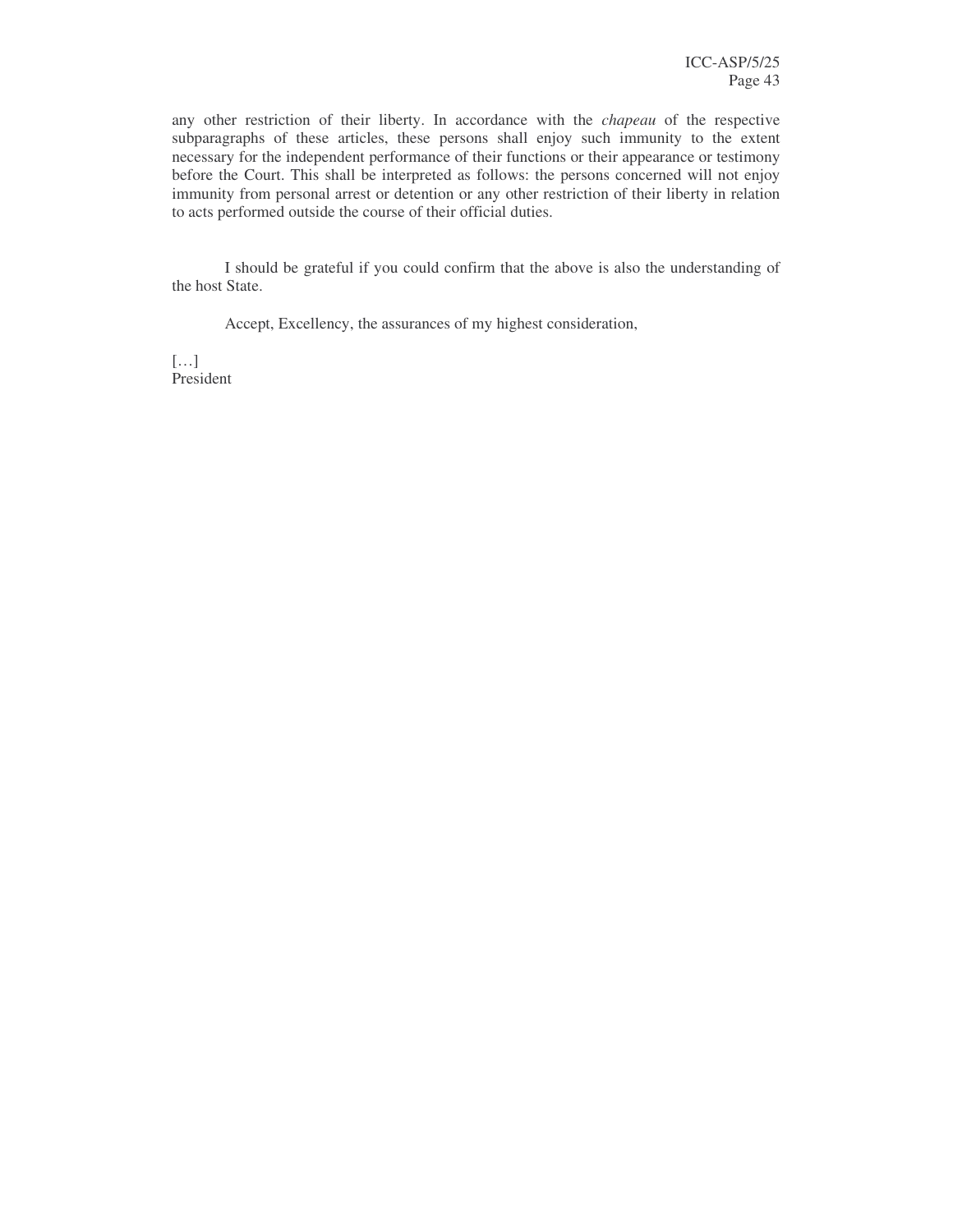any other restriction of their liberty. In accordance with the *chapeau* of the respective subparagraphs of these articles, these persons shall enjoy such immunity to the extent necessary for the independent performance of their functions or their appearance or testimony before the Court. This shall be interpreted as follows: the persons concerned will not enjoy immunity from personal arrest or detention or any other restriction of their liberty in relation to acts performed outside the course of their official duties.

I should be grateful if you could confirm that the above is also the understanding of the host State.

Accept, Excellency, the assurances of my highest consideration,

[…]
President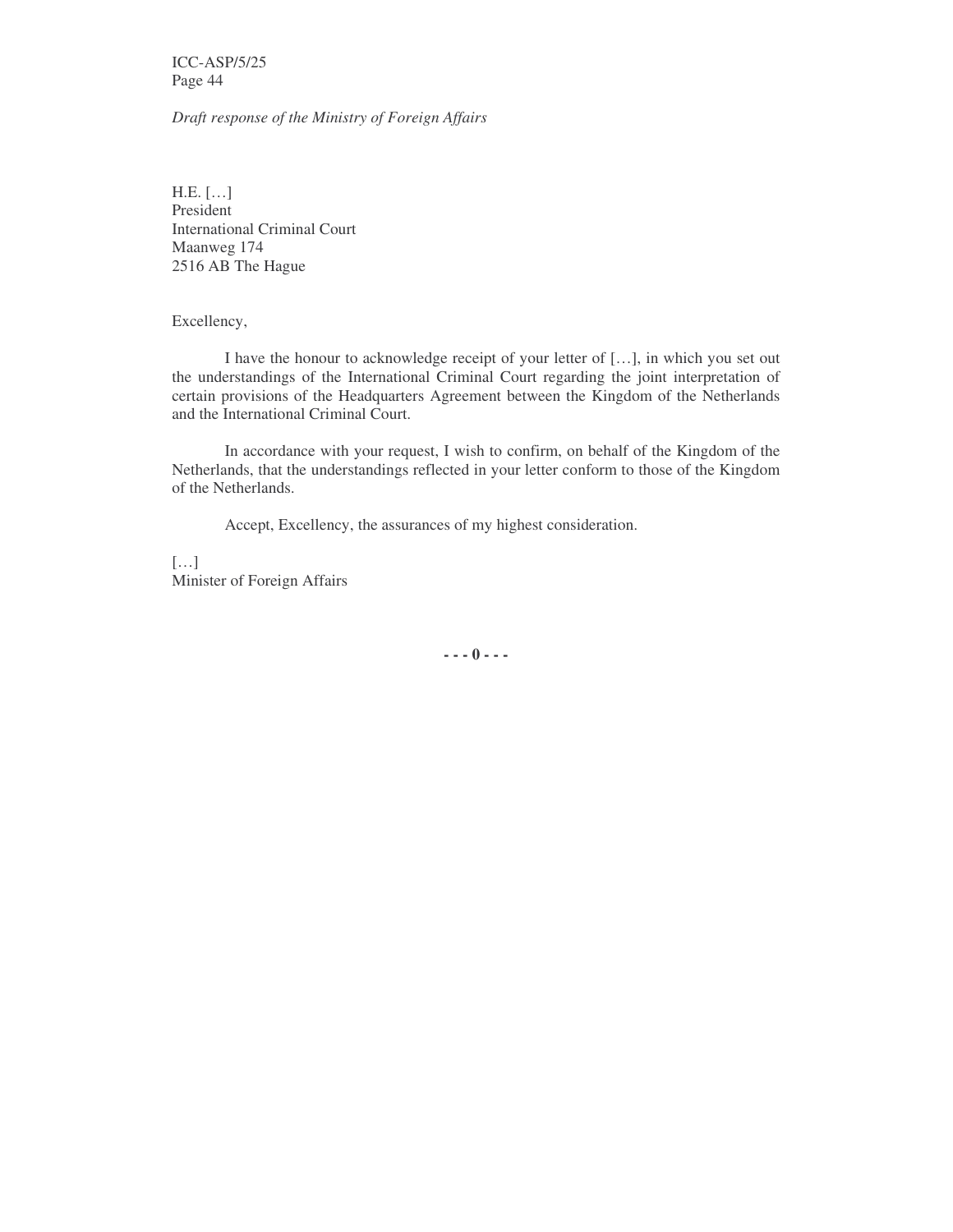*Draft response of the Ministry of Foreign Affairs*

H.E. […]
President
International Criminal Court
Maanweg 174
2516 AB The Hague

Excellency,

I have the honour to acknowledge receipt of your letter of […], in which you set out the understandings of the International Criminal Court regarding the joint interpretation of certain provisions of the Headquarters Agreement between the Kingdom of the Netherlands and the International Criminal Court.

In accordance with your request, I wish to confirm, on behalf of the Kingdom of the Netherlands, that the understandings reflected in your letter conform to those of the Kingdom of the Netherlands.

Accept, Excellency, the assurances of my highest consideration.

[…]
Minister of Foreign Affairs

**- - - 0 - - -**